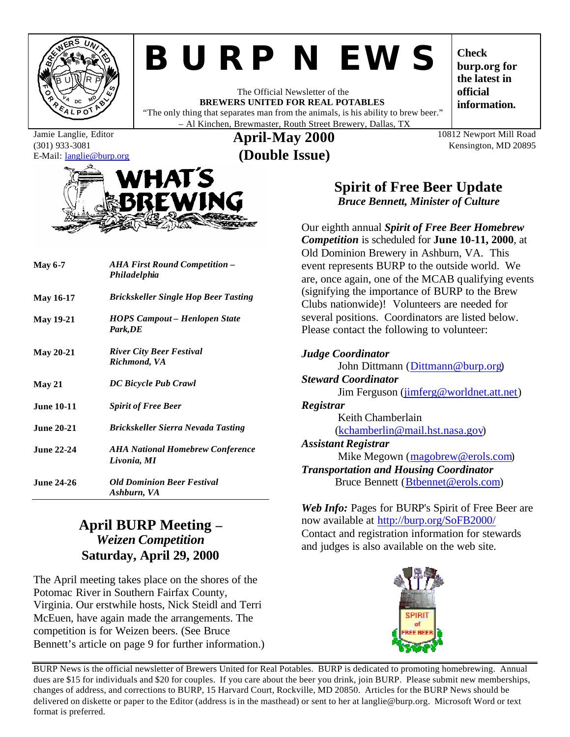# BURP NEWS

The Official Newsletter of the
**BREWERS UNITED FOR REAL POTABLES**
"The only thing that separates man from the animals, is his ability to brew beer."
– Al Kinchen, Brewmaster, Routh Street Brewery, Dallas, TX

**Check burp.org for the latest in official information.**

Jamie Langlie, Editor
(301) 933-3081
E-Mail: langlie@burp.org

**April-May 2000**
**(Double Issue)**

10812 Newport Mill Road
Kensington, MD 20895

## WHAT'S BREWING

| | |
|---|---|
| **May 6-7** | ***AHA First Round Competition – Philadelphia*** |
| **May 16-17** | ***Brickskeller Single Hop Beer Tasting*** |
| **May 19-21** | ***HOPS Campout – Henlopen State Park,DE*** |
| **May 20-21** | ***River City Beer Festival Richmond, VA*** |
| **May 21** | ***DC Bicycle Pub Crawl*** |
| **June 10-11** | ***Spirit of Free Beer*** |
| **June 20-21** | ***Brickskeller Sierra Nevada Tasting*** |
| **June 22-24** | ***AHA National Homebrew Conference Livonia, MI*** |
| **June 24-26** | ***Old Dominion Beer Festival Ashburn, VA*** |

## April BURP Meeting – *Weizen Competition* Saturday, April 29, 2000

The April meeting takes place on the shores of the Potomac River in Southern Fairfax County, Virginia. Our erstwhile hosts, Nick Steidl and Terri McEuen, have again made the arrangements. The competition is for Weizen beers. (See Bruce Bennett's article on page 9 for further information.)

## Spirit of Free Beer Update

***Bruce Bennett, Minister of Culture***

Our eighth annual ***Spirit of Free Beer Homebrew Competition*** is scheduled for **June 10-11, 2000**, at Old Dominion Brewery in Ashburn, VA. This event represents BURP to the outside world. We are, once again, one of the MCAB qualifying events (signifying the importance of BURP to the Brew Clubs nationwide)! Volunteers are needed for several positions. Coordinators are listed below. Please contact the following to volunteer:

***Judge Coordinator***
John Dittmann (Dittmann@burp.org)

***Steward Coordinator***
Jim Ferguson (jimferg@worldnet.att.net)

***Registrar***
Keith Chamberlain (kchamberlin@mail.hst.nasa.gov)

***Assistant Registrar***
Mike Megown (magobrew@erols.com)

***Transportation and Housing Coordinator***
Bruce Bennett (Btbenet@erols.com)

***Web Info:*** Pages for BURP's Spirit of Free Beer are now available at http://burp.org/SoFB2000/ Contact and registration information for stewards and judges is also available on the web site.

BURP News is the official newsletter of Brewers United for Real Potables. BURP is dedicated to promoting homebrewing. Annual dues are $15 for individuals and $20 for couples. If you care about the beer you drink, join BURP. Please submit new memberships, changes of address, and corrections to BURP, 15 Harvard Court, Rockville, MD 20850. Articles for the BURP News should be delivered on diskette or paper to the Editor (address is in the masthead) or sent to her at langlie@burp.org. Microsoft Word or text format is preferred.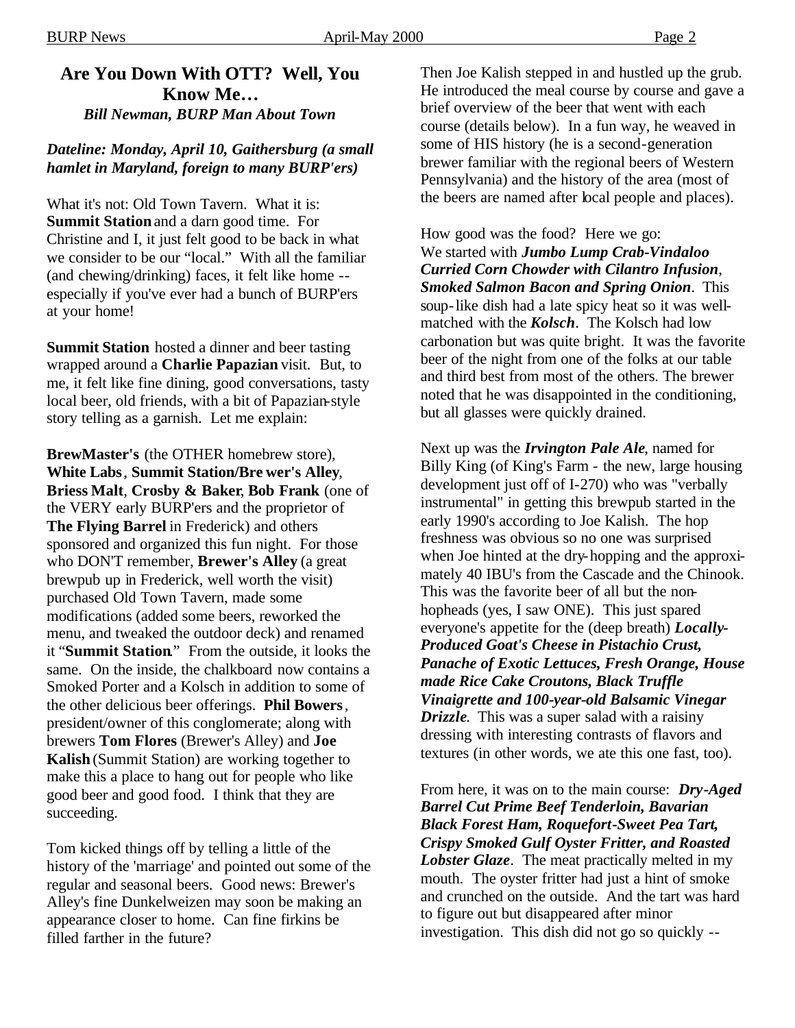## Are You Down With OTT? Well, You Know Me…

***Bill Newman, BURP Man About Town***

***Dateline: Monday, April 10, Gaithersburg (a small hamlet in Maryland, foreign to many BURP'ers)***

What it's not: Old Town Tavern. What it is: **Summit Station** and a darn good time. For Christine and I, it just felt good to be back in what we consider to be our "local." With all the familiar (and chewing/drinking) faces, it felt like home -- especially if you've ever had a bunch of BURP'ers at your home!

**Summit Station** hosted a dinner and beer tasting wrapped around a **Charlie Papazian** visit. But, to me, it felt like fine dining, good conversations, tasty local beer, old friends, with a bit of Papazian-style story telling as a garnish. Let me explain:

**BrewMaster's** (the OTHER homebrew store), **White Labs**, **Summit Station/Brewer's Alley**, **Briess Malt**, **Crosby & Baker**, **Bob Frank** (one of the VERY early BURP'ers and the proprietor of **The Flying Barrel** in Frederick) and others sponsored and organized this fun night. For those who DON'T remember, **Brewer's Alley** (a great brewpub up in Frederick, well worth the visit) purchased Old Town Tavern, made some modifications (added some beers, reworked the menu, and tweaked the outdoor deck) and renamed it "**Summit Station**." From the outside, it looks the same. On the inside, the chalkboard now contains a Smoked Porter and a Kolsch in addition to some of the other delicious beer offerings. **Phil Bowers**, president/owner of this conglomerate; along with brewers **Tom Flores** (Brewer's Alley) and **Joe Kalish** (Summit Station) are working together to make this a place to hang out for people who like good beer and good food. I think that they are succeeding.

Tom kicked things off by telling a little of the history of the 'marriage' and pointed out some of the regular and seasonal beers. Good news: Brewer's Alley's fine Dunkelweizen may soon be making an appearance closer to home. Can fine firkins be filled farther in the future?

Then Joe Kalish stepped in and hustled up the grub. He introduced the meal course by course and gave a brief overview of the beer that went with each course (details below). In a fun way, he weaved in some of HIS history (he is a second-generation brewer familiar with the regional beers of Western Pennsylvania) and the history of the area (most of the beers are named after local people and places).

How good was the food? Here we go:
We started with ***Jumbo Lump Crab-Vindaloo Curried Corn Chowder with Cilantro Infusion***, ***Smoked Salmon Bacon and Spring Onion***. This soup-like dish had a late spicy heat so it was well-matched with the ***Kolsch***. The Kolsch had low carbonation but was quite bright. It was the favorite beer of the night from one of the folks at our table and third best from most of the others. The brewer noted that he was disappointed in the conditioning, but all glasses were quickly drained.

Next up was the ***Irvington Pale Ale***, named for Billy King (of King's Farm - the new, large housing development just off of I-270) who was "verbally instrumental" in getting this brewpub started in the early 1990's according to Joe Kalish. The hop freshness was obvious so no one was surprised when Joe hinted at the dry-hopping and the approximately 40 IBU's from the Cascade and the Chinook. This was the favorite beer of all but the non-hopheads (yes, I saw ONE). This just spared everyone's appetite for the (deep breath) ***Locally-Produced Goat's Cheese in Pistachio Crust, Panache of Exotic Lettuces, Fresh Orange, House made Rice Cake Croutons, Black Truffle Vinaigrette and 100-year-old Balsamic Vinegar Drizzle***. This was a super salad with a raisiny dressing with interesting contrasts of flavors and textures (in other words, we ate this one fast, too).

From here, it was on to the main course: ***Dry-Aged Barrel Cut Prime Beef Tenderloin, Bavarian Black Forest Ham, Roquefort-Sweet Pea Tart, Crispy Smoked Gulf Oyster Fritter, and Roasted Lobster Glaze***. The meat practically melted in my mouth. The oyster fritter had just a hint of smoke and crunched on the outside. And the tart was hard to figure out but disappeared after minor investigation. This dish did not go so quickly --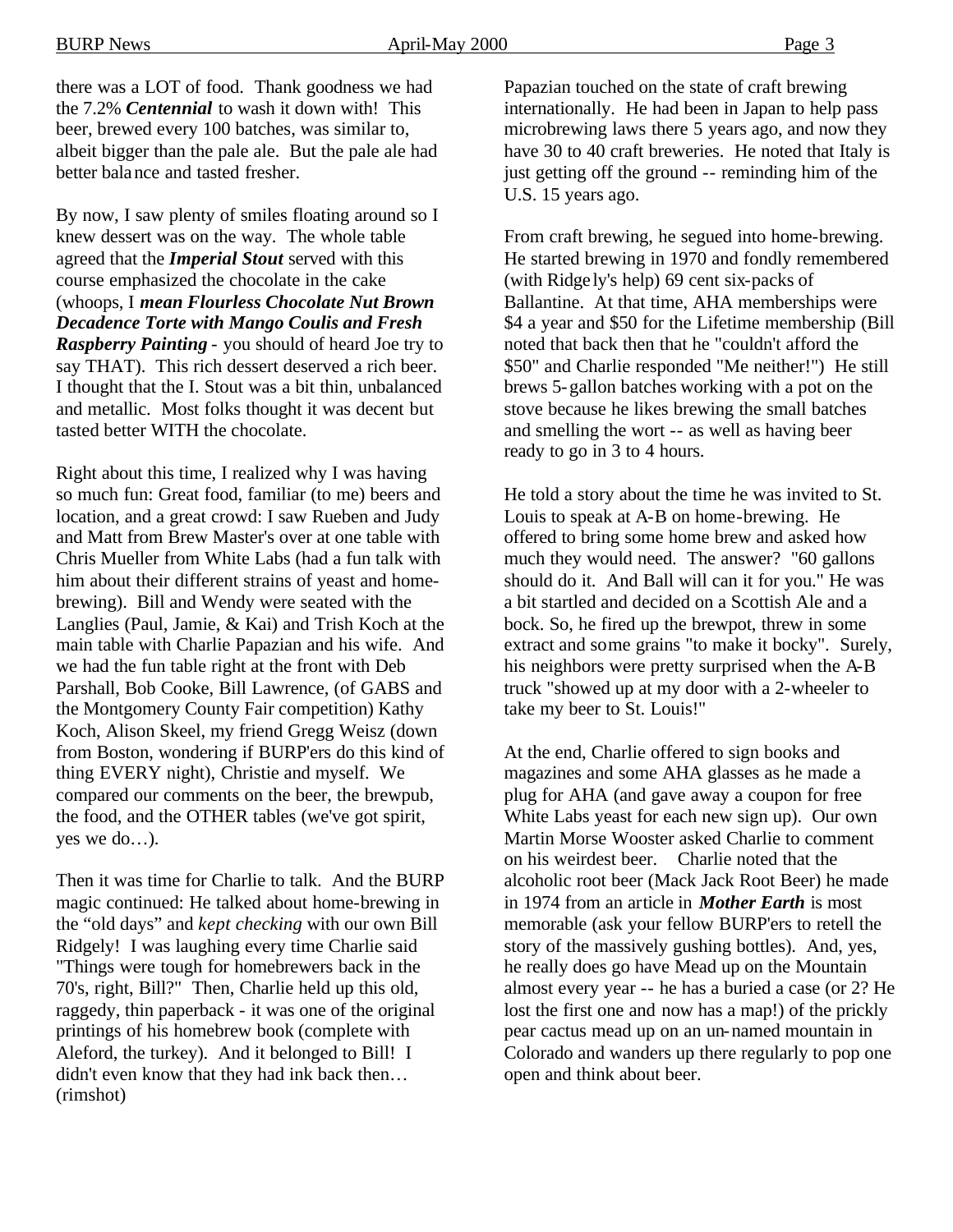there was a LOT of food. Thank goodness we had the 7.2% ***Centennial*** to wash it down with! This beer, brewed every 100 batches, was similar to, albeit bigger than the pale ale. But the pale ale had better balance and tasted fresher.

By now, I saw plenty of smiles floating around so I knew dessert was on the way. The whole table agreed that the ***Imperial Stout*** served with this course emphasized the chocolate in the cake (whoops, I ***mean Flourless Chocolate Nut Brown Decadence Torte with Mango Coulis and Fresh Raspberry Painting*** - you should of heard Joe try to say THAT). This rich dessert deserved a rich beer. I thought that the I. Stout was a bit thin, unbalanced and metallic. Most folks thought it was decent but tasted better WITH the chocolate.

Right about this time, I realized why I was having so much fun: Great food, familiar (to me) beers and location, and a great crowd: I saw Rueben and Judy and Matt from Brew Master's over at one table with Chris Mueller from White Labs (had a fun talk with him about their different strains of yeast and home-brewing). Bill and Wendy were seated with the Langlies (Paul, Jamie, & Kai) and Trish Koch at the main table with Charlie Papazian and his wife. And we had the fun table right at the front with Deb Parshall, Bob Cooke, Bill Lawrence, (of GABS and the Montgomery County Fair competition) Kathy Koch, Alison Skeel, my friend Gregg Weisz (down from Boston, wondering if BURP'ers do this kind of thing EVERY night), Christie and myself. We compared our comments on the beer, the brewpub, the food, and the OTHER tables (we've got spirit, yes we do…).

Then it was time for Charlie to talk. And the BURP magic continued: He talked about home-brewing in the "old days" and *kept checking* with our own Bill Ridgely! I was laughing every time Charlie said "Things were tough for homebrewers back in the 70's, right, Bill?" Then, Charlie held up this old, raggedy, thin paperback - it was one of the original printings of his homebrew book (complete with Aleford, the turkey). And it belonged to Bill! I didn't even know that they had ink back then… (rimshot)

Papazian touched on the state of craft brewing internationally. He had been in Japan to help pass microbrewing laws there 5 years ago, and now they have 30 to 40 craft breweries. He noted that Italy is just getting off the ground -- reminding him of the U.S. 15 years ago.

From craft brewing, he segued into home-brewing. He started brewing in 1970 and fondly remembered (with Ridgely's help) 69 cent six-packs of Ballantine. At that time, AHA memberships were $4 a year and $50 for the Lifetime membership (Bill noted that back then that he "couldn't afford the $50" and Charlie responded "Me neither!") He still brews 5-gallon batches working with a pot on the stove because he likes brewing the small batches and smelling the wort -- as well as having beer ready to go in 3 to 4 hours.

He told a story about the time he was invited to St. Louis to speak at A-B on home-brewing. He offered to bring some home brew and asked how much they would need. The answer? "60 gallons should do it. And Ball will can it for you." He was a bit startled and decided on a Scottish Ale and a bock. So, he fired up the brewpot, threw in some extract and some grains "to make it bocky". Surely, his neighbors were pretty surprised when the A-B truck "showed up at my door with a 2-wheeler to take my beer to St. Louis!"

At the end, Charlie offered to sign books and magazines and some AHA glasses as he made a plug for AHA (and gave away a coupon for free White Labs yeast for each new sign up). Our own Martin Morse Wooster asked Charlie to comment on his weirdest beer. Charlie noted that the alcoholic root beer (Mack Jack Root Beer) he made in 1974 from an article in ***Mother Earth*** is most memorable (ask your fellow BURP'ers to retell the story of the massively gushing bottles). And, yes, he really does go have Mead up on the Mountain almost every year -- he has a buried a case (or 2? He lost the first one and now has a map!) of the prickly pear cactus mead up on an un-named mountain in Colorado and wanders up there regularly to pop one open and think about beer.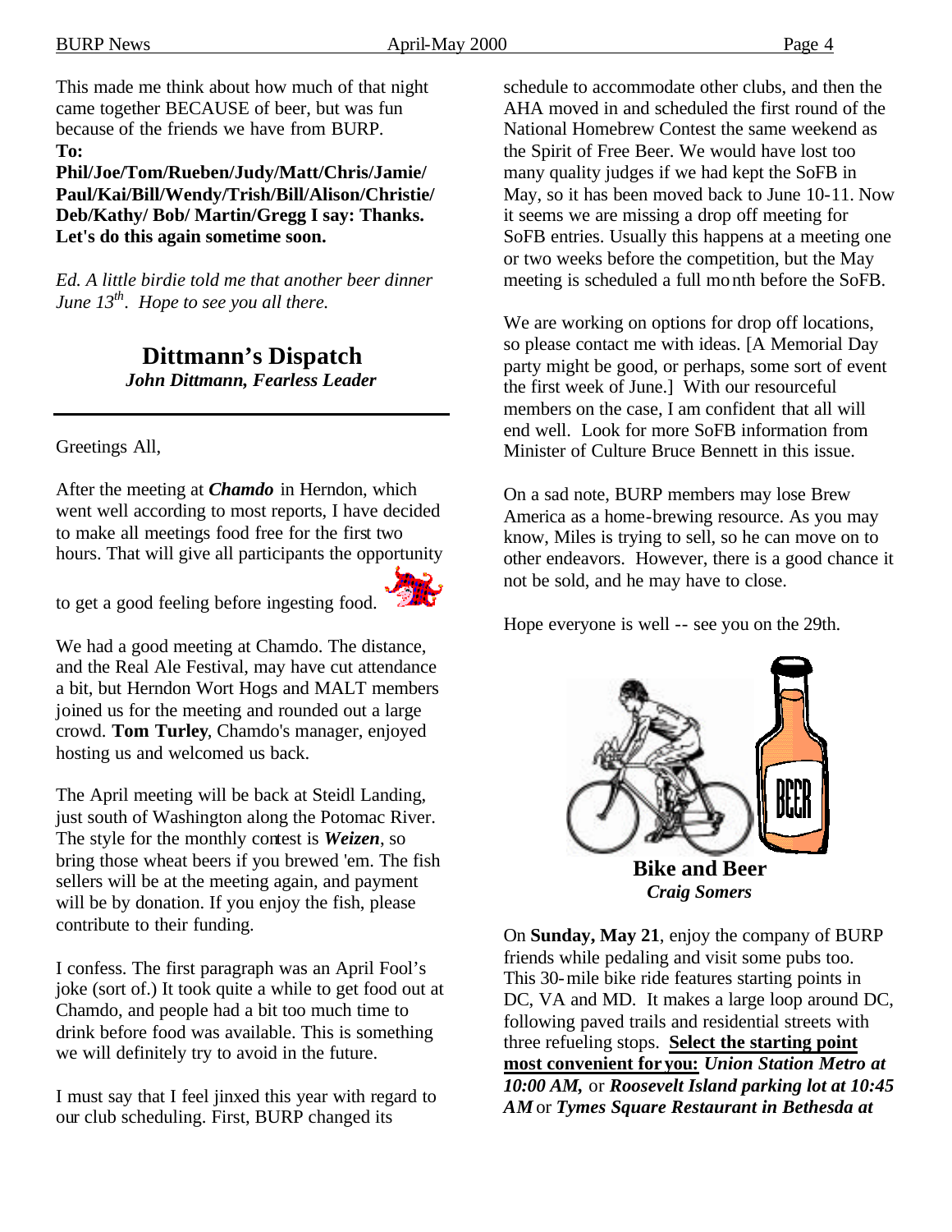This made me think about how much of that night came together BECAUSE of beer, but was fun because of the friends we have from BURP.

**To:**
**Phil/Joe/Tom/Rueben/Judy/Matt/Chris/Jamie/ Paul/Kai/Bill/Wendy/Trish/Bill/Alison/Christie/ Deb/Kathy/ Bob/ Martin/Gregg I say: Thanks. Let's do this again sometime soon.**

*Ed. A little birdie told me that another beer dinner June 13th. Hope to see you all there.*

## Dittmann's Dispatch

***John Dittmann, Fearless Leader***

Greetings All,

After the meeting at ***Chamdo*** in Herndon, which went well according to most reports, I have decided to make all meetings food free for the first two hours. That will give all participants the opportunity to get a good feeling before ingesting food.

We had a good meeting at Chamdo. The distance, and the Real Ale Festival, may have cut attendance a bit, but Herndon Wort Hogs and MALT members joined us for the meeting and rounded out a large crowd. **Tom Turley**, Chamdo's manager, enjoyed hosting us and welcomed us back.

The April meeting will be back at Steidl Landing, just south of Washington along the Potomac River. The style for the monthly contest is ***Weizen***, so bring those wheat beers if you brewed 'em. The fish sellers will be at the meeting again, and payment will be by donation. If you enjoy the fish, please contribute to their funding.

I confess. The first paragraph was an April Fool's joke (sort of.) It took quite a while to get food out at Chamdo, and people had a bit too much time to drink before food was available. This is something we will definitely try to avoid in the future.

I must say that I feel jinxed this year with regard to our club scheduling. First, BURP changed its schedule to accommodate other clubs, and then the AHA moved in and scheduled the first round of the National Homebrew Contest the same weekend as the Spirit of Free Beer. We would have lost too many quality judges if we had kept the SoFB in May, so it has been moved back to June 10-11. Now it seems we are missing a drop off meeting for SoFB entries. Usually this happens at a meeting one or two weeks before the competition, but the May meeting is scheduled a full month before the SoFB.

We are working on options for drop off locations, so please contact me with ideas. [A Memorial Day party might be good, or perhaps, some sort of event the first week of June.] With our resourceful members on the case, I am confident that all will end well. Look for more SoFB information from Minister of Culture Bruce Bennett in this issue.

On a sad note, BURP members may lose Brew America as a home-brewing resource. As you may know, Miles is trying to sell, so he can move on to other endeavors. However, there is a good chance it not be sold, and he may have to close.

Hope everyone is well -- see you on the 29th.

## Bike and Beer

***Craig Somers***

On **Sunday, May 21**, enjoy the company of BURP friends while pedaling and visit some pubs too. This 30-mile bike ride features starting points in DC, VA and MD. It makes a large loop around DC, following paved trails and residential streets with three refueling stops. **Select the starting point most convenient for you:** ***Union Station Metro at 10:00 AM,*** or ***Roosevelt Island parking lot at 10:45 AM*** or ***Tymes Square Restaurant in Bethesda at***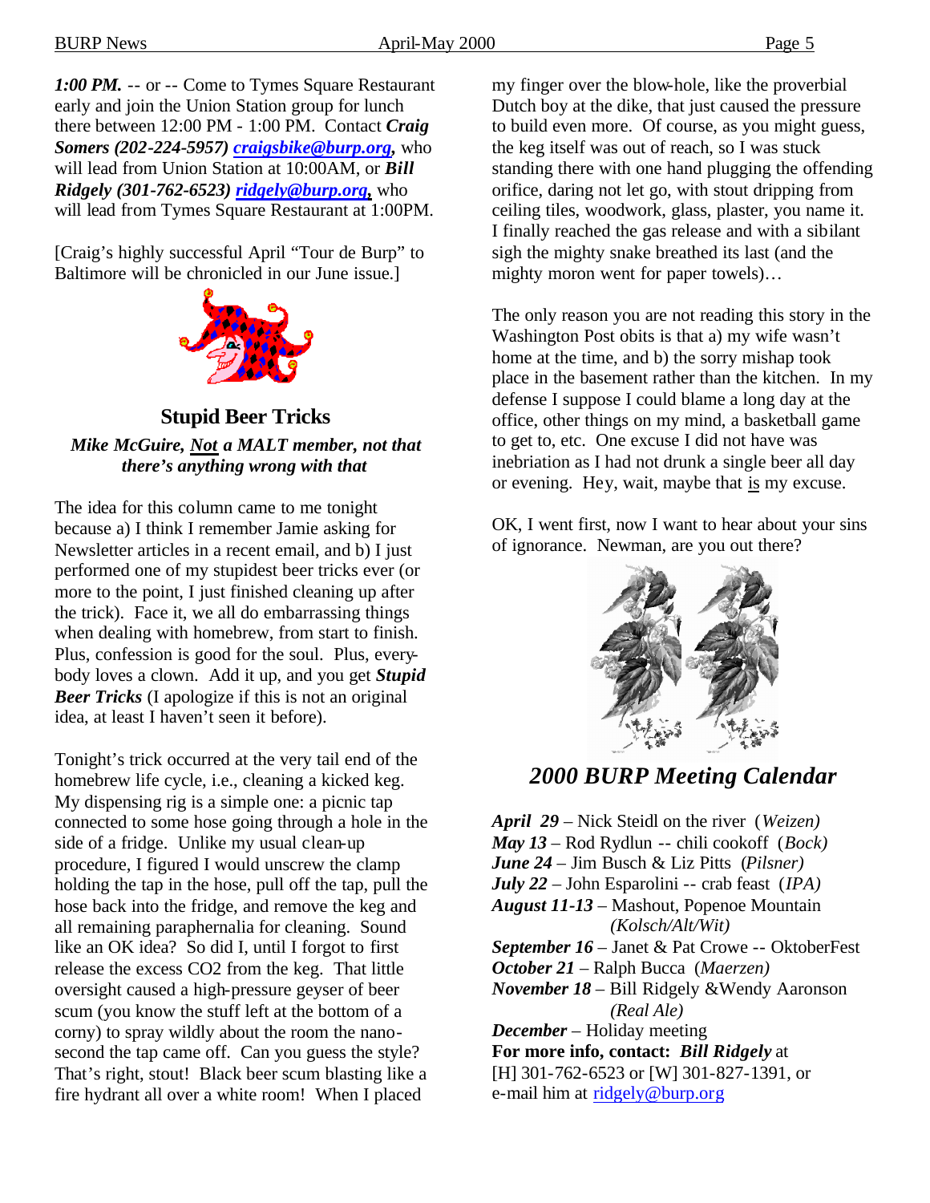***1:00 PM.*** -- or -- Come to Tymes Square Restaurant early and join the Union Station group for lunch there between 12:00 PM - 1:00 PM. Contact ***Craig Somers (202-224-5957) craigsbike@burp.org,*** who will lead from Union Station at 10:00AM, or ***Bill Ridgely (301-762-6523) ridgely@burp.org,*** who will lead from Tymes Square Restaurant at 1:00PM.

[Craig's highly successful April "Tour de Burp" to Baltimore will be chronicled in our June issue.]

## Stupid Beer Tricks

***Mike McGuire, Not a MALT member, not that there's anything wrong with that***

The idea for this column came to me tonight because a) I think I remember Jamie asking for Newsletter articles in a recent email, and b) I just performed one of my stupidest beer tricks ever (or more to the point, I just finished cleaning up after the trick). Face it, we all do embarrassing things when dealing with homebrew, from start to finish. Plus, confession is good for the soul. Plus, everybody loves a clown. Add it up, and you get ***Stupid Beer Tricks*** (I apologize if this is not an original idea, at least I haven't seen it before).

Tonight's trick occurred at the very tail end of the homebrew life cycle, i.e., cleaning a kicked keg. My dispensing rig is a simple one: a picnic tap connected to some hose going through a hole in the side of a fridge. Unlike my usual clean-up procedure, I figured I would unscrew the clamp holding the tap in the hose, pull off the tap, pull the hose back into the fridge, and remove the keg and all remaining paraphernalia for cleaning. Sound like an OK idea? So did I, until I forgot to first release the excess CO2 from the keg. That little oversight caused a high-pressure geyser of beer scum (you know the stuff left at the bottom of a corny) to spray wildly about the room the nano-second the tap came off. Can you guess the style? That's right, stout! Black beer scum blasting like a fire hydrant all over a white room! When I placed my finger over the blow-hole, like the proverbial Dutch boy at the dike, that just caused the pressure to build even more. Of course, as you might guess, the keg itself was out of reach, so I was stuck standing there with one hand plugging the offending orifice, daring not let go, with stout dripping from ceiling tiles, woodwork, glass, plaster, you name it. I finally reached the gas release and with a sibilant sigh the mighty snake breathed its last (and the mighty moron went for paper towels)…

The only reason you are not reading this story in the Washington Post obits is that a) my wife wasn't home at the time, and b) the sorry mishap took place in the basement rather than the kitchen. In my defense I suppose I could blame a long day at the office, other things on my mind, a basketball game to get to, etc. One excuse I did not have was inebriation as I had not drunk a single beer all day or evening. Hey, wait, maybe that is my excuse.

OK, I went first, now I want to hear about your sins of ignorance. Newman, are you out there?

## *2000 BURP Meeting Calendar*

***April 29*** – Nick Steidl on the river (*Weizen)*
***May 13*** – Rod Rydlun -- chili cookoff (*Bock)*
***June 24*** – Jim Busch & Liz Pitts (*Pilsner)*
***July 22*** – John Esparolini -- crab feast (*IPA)*
***August 11-13*** – Mashout, Popenoe Mountain *(Kolsch/Alt/Wit)*
***September 16*** – Janet & Pat Crowe -- OktoberFest
***October 21*** – Ralph Bucca (*Maerzen)*
***November 18*** – Bill Ridgely &Wendy Aaronson *(Real Ale)*
***December*** – Holiday meeting
**For more info, contact: *Bill Ridgely*** at [H] 301-762-6523 or [W] 301-827-1391, or e-mail him at ridgely@burp.org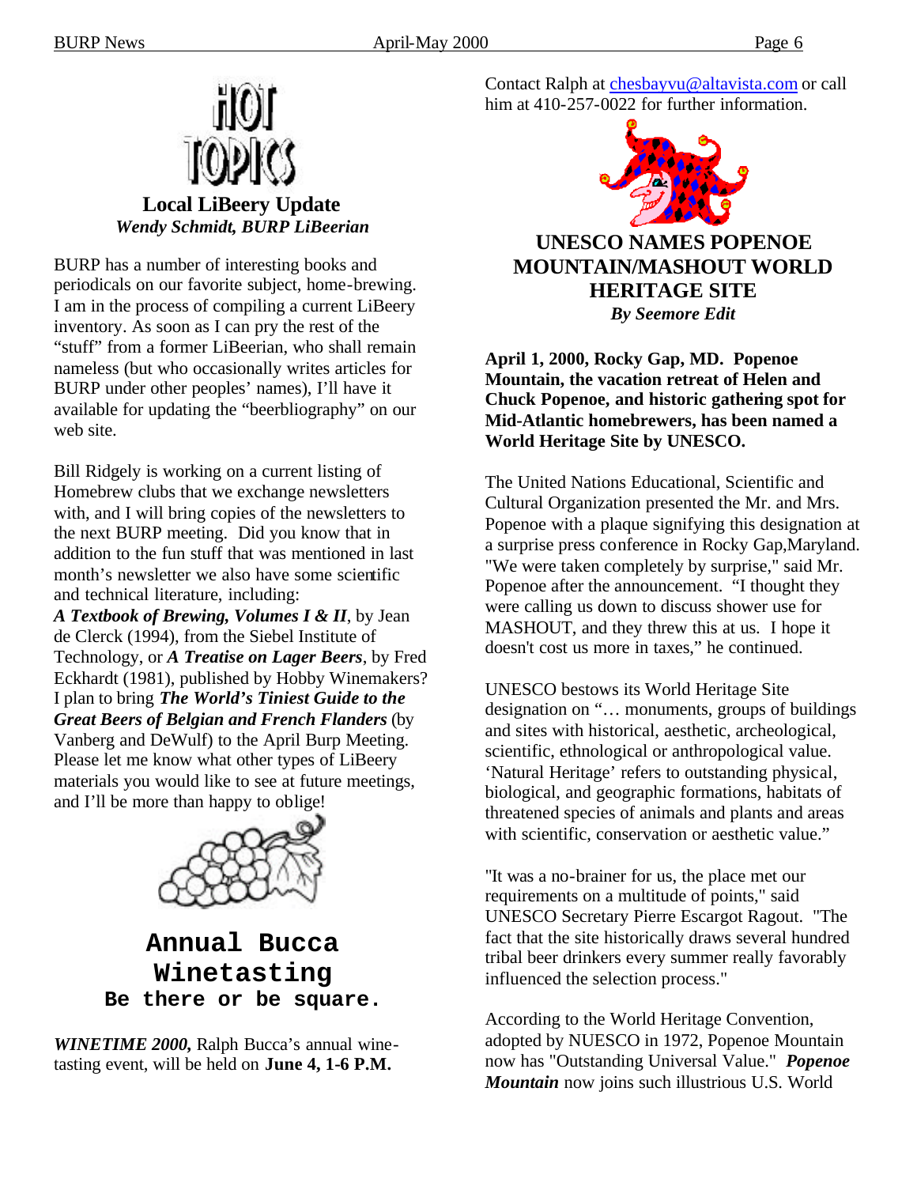# HOT TOPICS

## Local LiBeery Update

*Wendy Schmidt, BURP LiBeerian*

BURP has a number of interesting books and periodicals on our favorite subject, home-brewing. I am in the process of compiling a current LiBeery inventory. As soon as I can pry the rest of the "stuff" from a former LiBeerian, who shall remain nameless (but who occasionally writes articles for BURP under other peoples' names), I'll have it available for updating the "beerbliography" on our web site.

Bill Ridgely is working on a current listing of Homebrew clubs that we exchange newsletters with, and I will bring copies of the newsletters to the next BURP meeting. Did you know that in addition to the fun stuff that was mentioned in last month's newsletter we also have some scientific and technical literature, including:
***A Textbook of Brewing, Volumes I & II***, by Jean de Clerck (1994), from the Siebel Institute of Technology, or ***A Treatise on Lager Beers***, by Fred Eckhardt (1981), published by Hobby Winemakers? I plan to bring ***The World's Tiniest Guide to the Great Beers of Belgian and French Flanders*** (by Vanberg and DeWulf) to the April Burp Meeting. Please let me know what other types of LiBeery materials you would like to see at future meetings, and I'll be more than happy to oblige!

## Annual Bucca Winetasting

**Be there or be square.**

***WINETIME 2000,*** Ralph Bucca's annual wine-tasting event, will be held on **June 4, 1-6 P.M.** Contact Ralph at chesbayvu@altavista.com or call him at 410-257-0022 for further information.

## UNESCO NAMES POPENOE MOUNTAIN/MASHOUT WORLD HERITAGE SITE

***By Seemore Edit***

**April 1, 2000, Rocky Gap, MD. Popenoe Mountain, the vacation retreat of Helen and Chuck Popenoe, and historic gathering spot for Mid-Atlantic homebrewers, has been named a World Heritage Site by UNESCO.**

The United Nations Educational, Scientific and Cultural Organization presented the Mr. and Mrs. Popenoe with a plaque signifying this designation at a surprise press conference in Rocky Gap,Maryland. "We were taken completely by surprise," said Mr. Popenoe after the announcement. "I thought they were calling us down to discuss shower use for MASHOUT, and they threw this at us. I hope it doesn't cost us more in taxes," he continued.

UNESCO bestows its World Heritage Site designation on "… monuments, groups of buildings and sites with historical, aesthetic, archeological, scientific, ethnological or anthropological value. 'Natural Heritage' refers to outstanding physical, biological, and geographic formations, habitats of threatened species of animals and plants and areas with scientific, conservation or aesthetic value."

"It was a no-brainer for us, the place met our requirements on a multitude of points," said UNESCO Secretary Pierre Escargot Ragout. "The fact that the site historically draws several hundred tribal beer drinkers every summer really favorably influenced the selection process."

According to the World Heritage Convention, adopted by NUESCO in 1972, Popenoe Mountain now has "Outstanding Universal Value." ***Popenoe Mountain*** now joins such illustrious U.S. World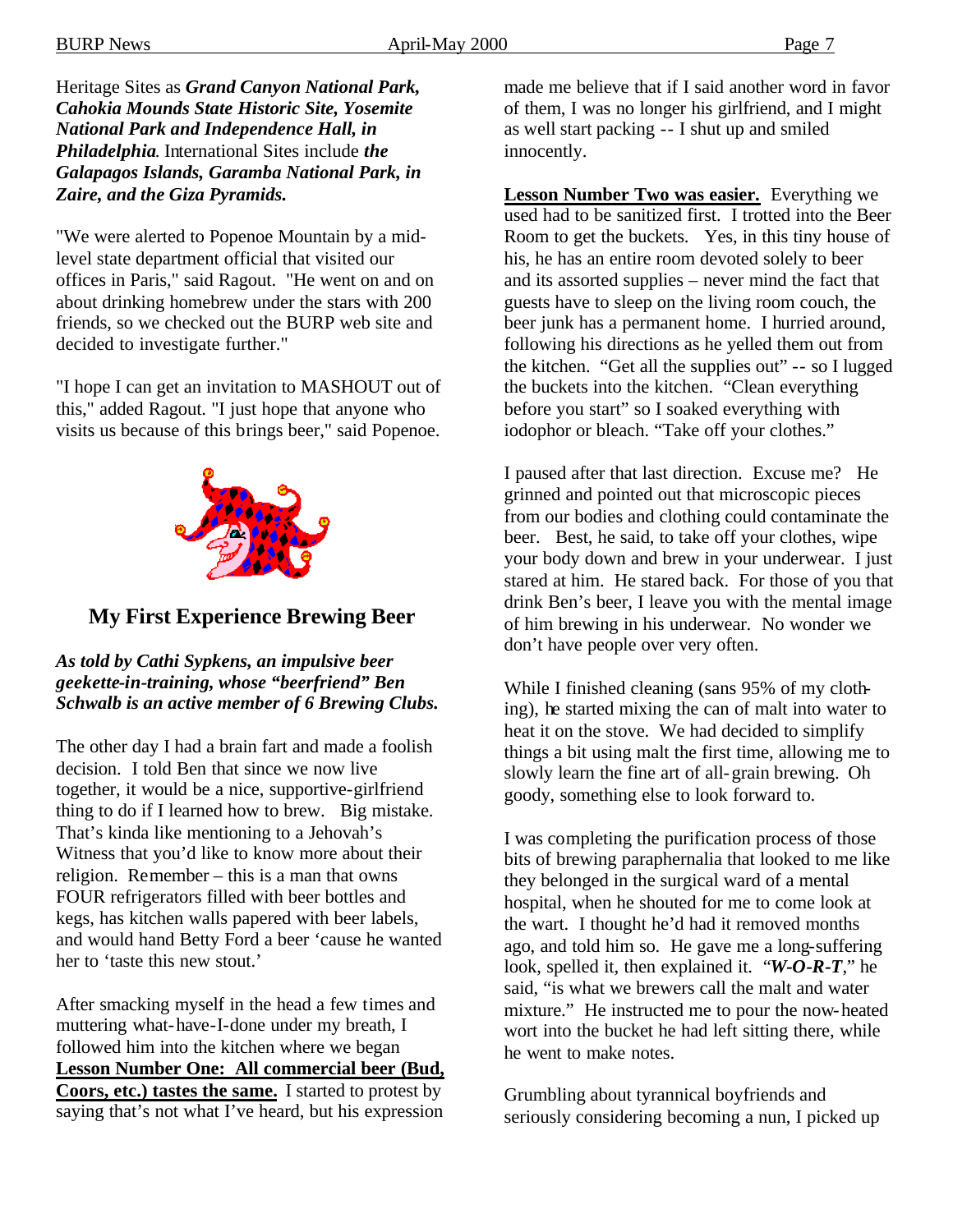Heritage Sites as ***Grand Canyon National Park, Cahokia Mounds State Historic Site, Yosemite National Park and Independence Hall, in Philadelphia***. International Sites include ***the Galapagos Islands, Garamba National Park, in Zaire, and the Giza Pyramids.***

"We were alerted to Popenoe Mountain by a mid-level state department official that visited our offices in Paris," said Ragout. "He went on and on about drinking homebrew under the stars with 200 friends, so we checked out the BURP web site and decided to investigate further."

"I hope I can get an invitation to MASHOUT out of this," added Ragout. "I just hope that anyone who visits us because of this brings beer," said Popenoe.

## My First Experience Brewing Beer

***As told by Cathi Sypkens, an impulsive beer geekette-in-training, whose "beerfriend" Ben Schwalb is an active member of 6 Brewing Clubs.***

The other day I had a brain fart and made a foolish decision. I told Ben that since we now live together, it would be a nice, supportive-girlfriend thing to do if I learned how to brew. Big mistake. That's kinda like mentioning to a Jehovah's Witness that you'd like to know more about their religion. Remember – this is a man that owns FOUR refrigerators filled with beer bottles and kegs, has kitchen walls papered with beer labels, and would hand Betty Ford a beer 'cause he wanted her to 'taste this new stout.'

After smacking myself in the head a few times and muttering what-have-I-done under my breath, I followed him into the kitchen where we began **Lesson Number One: All commercial beer (Bud, Coors, etc.) tastes the same.** I started to protest by saying that's not what I've heard, but his expression made me believe that if I said another word in favor of them, I was no longer his girlfriend, and I might as well start packing -- I shut up and smiled innocently.

**Lesson Number Two was easier.** Everything we used had to be sanitized first. I trotted into the Beer Room to get the buckets. Yes, in this tiny house of his, he has an entire room devoted solely to beer and its assorted supplies – never mind the fact that guests have to sleep on the living room couch, the beer junk has a permanent home. I hurried around, following his directions as he yelled them out from the kitchen. "Get all the supplies out" -- so I lugged the buckets into the kitchen. "Clean everything before you start" so I soaked everything with iodophor or bleach. "Take off your clothes."

I paused after that last direction. Excuse me? He grinned and pointed out that microscopic pieces from our bodies and clothing could contaminate the beer. Best, he said, to take off your clothes, wipe your body down and brew in your underwear. I just stared at him. He stared back. For those of you that drink Ben's beer, I leave you with the mental image of him brewing in his underwear. No wonder we don't have people over very often.

While I finished cleaning (sans 95% of my clothing), he started mixing the can of malt into water to heat it on the stove. We had decided to simplify things a bit using malt the first time, allowing me to slowly learn the fine art of all-grain brewing. Oh goody, something else to look forward to.

I was completing the purification process of those bits of brewing paraphernalia that looked to me like they belonged in the surgical ward of a mental hospital, when he shouted for me to come look at the wart. I thought he'd had it removed months ago, and told him so. He gave me a long-suffering look, spelled it, then explained it. "***W-O-R-T***," he said, "is what we brewers call the malt and water mixture." He instructed me to pour the now-heated wort into the bucket he had left sitting there, while he went to make notes.

Grumbling about tyrannical boyfriends and seriously considering becoming a nun, I picked up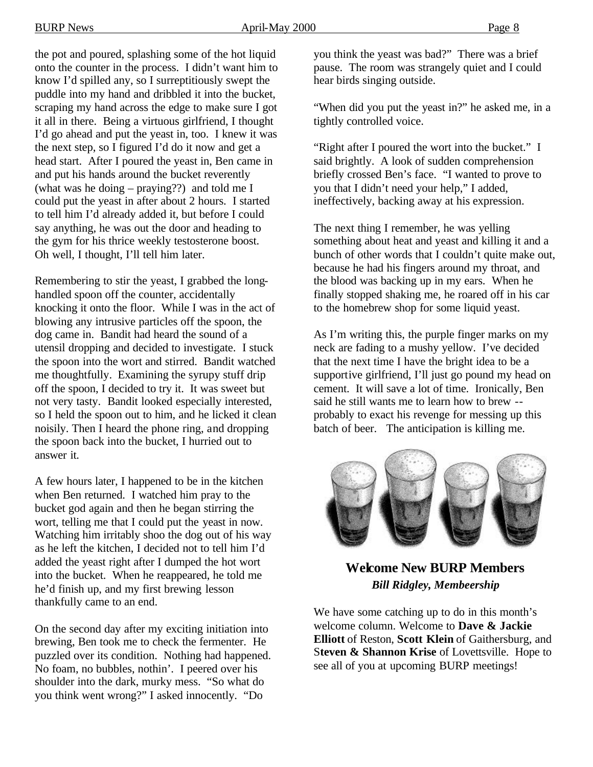the pot and poured, splashing some of the hot liquid onto the counter in the process. I didn't want him to know I'd spilled any, so I surreptitiously swept the puddle into my hand and dribbled it into the bucket, scraping my hand across the edge to make sure I got it all in there. Being a virtuous girlfriend, I thought I'd go ahead and put the yeast in, too. I knew it was the next step, so I figured I'd do it now and get a head start. After I poured the yeast in, Ben came in and put his hands around the bucket reverently (what was he doing – praying??) and told me I could put the yeast in after about 2 hours. I started to tell him I'd already added it, but before I could say anything, he was out the door and heading to the gym for his thrice weekly testosterone boost. Oh well, I thought, I'll tell him later.

Remembering to stir the yeast, I grabbed the long-handled spoon off the counter, accidentally knocking it onto the floor. While I was in the act of blowing any intrusive particles off the spoon, the dog came in. Bandit had heard the sound of a utensil dropping and decided to investigate. I stuck the spoon into the wort and stirred. Bandit watched me thoughtfully. Examining the syrupy stuff drip off the spoon, I decided to try it. It was sweet but not very tasty. Bandit looked especially interested, so I held the spoon out to him, and he licked it clean noisily. Then I heard the phone ring, and dropping the spoon back into the bucket, I hurried out to answer it.

A few hours later, I happened to be in the kitchen when Ben returned. I watched him pray to the bucket god again and then he began stirring the wort, telling me that I could put the yeast in now. Watching him irritably shoo the dog out of his way as he left the kitchen, I decided not to tell him I'd added the yeast right after I dumped the hot wort into the bucket. When he reappeared, he told me he'd finish up, and my first brewing lesson thankfully came to an end.

On the second day after my exciting initiation into brewing, Ben took me to check the fermenter. He puzzled over its condition. Nothing had happened. No foam, no bubbles, nothin'. I peered over his shoulder into the dark, murky mess. "So what do you think went wrong?" I asked innocently. "Do you think the yeast was bad?" There was a brief pause. The room was strangely quiet and I could hear birds singing outside.

"When did you put the yeast in?" he asked me, in a tightly controlled voice.

"Right after I poured the wort into the bucket." I said brightly. A look of sudden comprehension briefly crossed Ben's face. "I wanted to prove to you that I didn't need your help," I added, ineffectively, backing away at his expression.

The next thing I remember, he was yelling something about heat and yeast and killing it and a bunch of other words that I couldn't quite make out, because he had his fingers around my throat, and the blood was backing up in my ears. When he finally stopped shaking me, he roared off in his car to the homebrew shop for some liquid yeast.

As I'm writing this, the purple finger marks on my neck are fading to a mushy yellow. I've decided that the next time I have the bright idea to be a supportive girlfriend, I'll just go pound my head on cement. It will save a lot of time. Ironically, Ben said he still wants me to learn how to brew -- probably to exact his revenge for messing up this batch of beer. The anticipation is killing me.

## Welcome New BURP Members

***Bill Ridgley, Membeership***

We have some catching up to do in this month's welcome column. Welcome to **Dave & Jackie Elliott** of Reston, **Scott Klein** of Gaithersburg, and **Steven & Shannon Krise** of Lovettsville. Hope to see all of you at upcoming BURP meetings!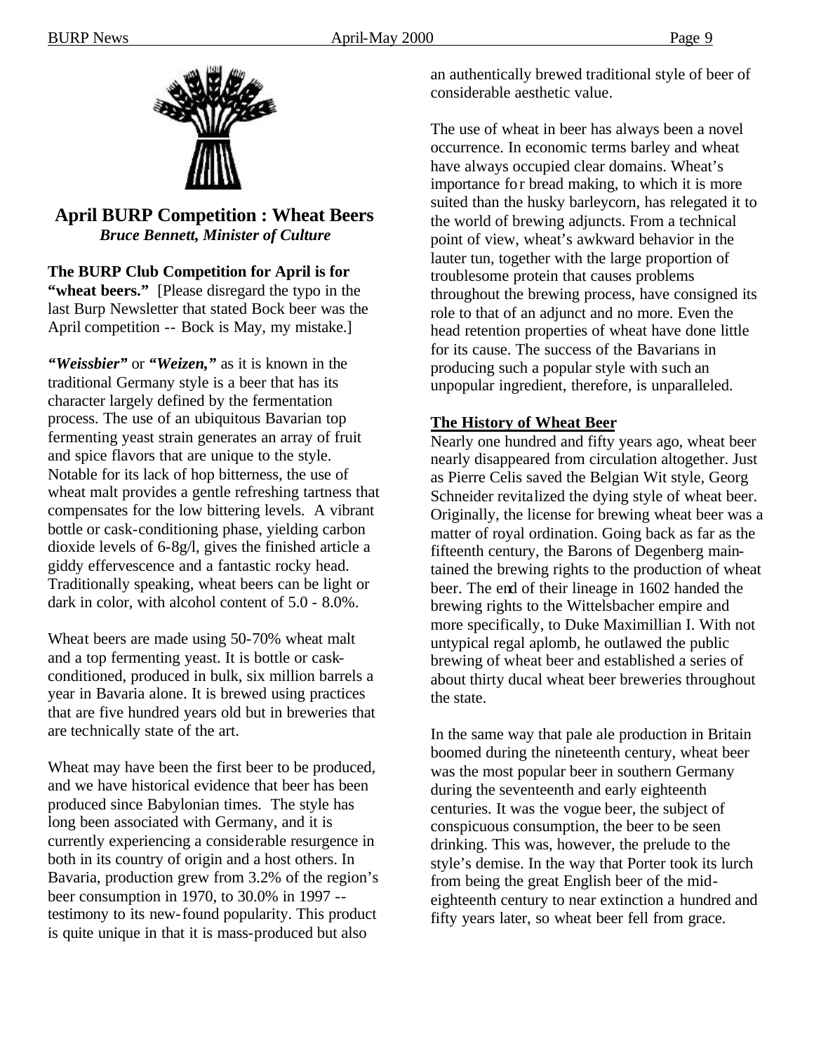## April BURP Competition : Wheat Beers

***Bruce Bennett, Minister of Culture***

**The BURP Club Competition for April is for "wheat beers."** [Please disregard the typo in the last Burp Newsletter that stated Bock beer was the April competition -- Bock is May, my mistake.]

***"Weissbier"*** or ***"Weizen,"*** as it is known in the traditional Germany style is a beer that has its character largely defined by the fermentation process. The use of an ubiquitous Bavarian top fermenting yeast strain generates an array of fruit and spice flavors that are unique to the style. Notable for its lack of hop bitterness, the use of wheat malt provides a gentle refreshing tartness that compensates for the low bittering levels. A vibrant bottle or cask-conditioning phase, yielding carbon dioxide levels of 6-8g/l, gives the finished article a giddy effervescence and a fantastic rocky head. Traditionally speaking, wheat beers can be light or dark in color, with alcohol content of 5.0 - 8.0%.

Wheat beers are made using 50-70% wheat malt and a top fermenting yeast. It is bottle or cask-conditioned, produced in bulk, six million barrels a year in Bavaria alone. It is brewed using practices that are five hundred years old but in breweries that are technically state of the art.

Wheat may have been the first beer to be produced, and we have historical evidence that beer has been produced since Babylonian times. The style has long been associated with Germany, and it is currently experiencing a considerable resurgence in both in its country of origin and a host others. In Bavaria, production grew from 3.2% of the region's beer consumption in 1970, to 30.0% in 1997 -- testimony to its new-found popularity. This product is quite unique in that it is mass-produced but also an authentically brewed traditional style of beer of considerable aesthetic value.

The use of wheat in beer has always been a novel occurrence. In economic terms barley and wheat have always occupied clear domains. Wheat's importance for bread making, to which it is more suited than the husky barleycorn, has relegated it to the world of brewing adjuncts. From a technical point of view, wheat's awkward behavior in the lauter tun, together with the large proportion of troublesome protein that causes problems throughout the brewing process, have consigned its role to that of an adjunct and no more. Even the head retention properties of wheat have done little for its cause. The success of the Bavarians in producing such a popular style with such an unpopular ingredient, therefore, is unparalleled.

### The History of Wheat Beer

Nearly one hundred and fifty years ago, wheat beer nearly disappeared from circulation altogether. Just as Pierre Celis saved the Belgian Wit style, Georg Schneider revitalized the dying style of wheat beer. Originally, the license for brewing wheat beer was a matter of royal ordination. Going back as far as the fifteenth century, the Barons of Degenberg maintained the brewing rights to the production of wheat beer. The end of their lineage in 1602 handed the brewing rights to the Wittelsbacher empire and more specifically, to Duke Maximillian I. With not untypical regal aplomb, he outlawed the public brewing of wheat beer and established a series of about thirty ducal wheat beer breweries throughout the state.

In the same way that pale ale production in Britain boomed during the nineteenth century, wheat beer was the most popular beer in southern Germany during the seventeenth and early eighteenth centuries. It was the vogue beer, the subject of conspicuous consumption, the beer to be seen drinking. This was, however, the prelude to the style's demise. In the way that Porter took its lurch from being the great English beer of the mid-eighteenth century to near extinction a hundred and fifty years later, so wheat beer fell from grace.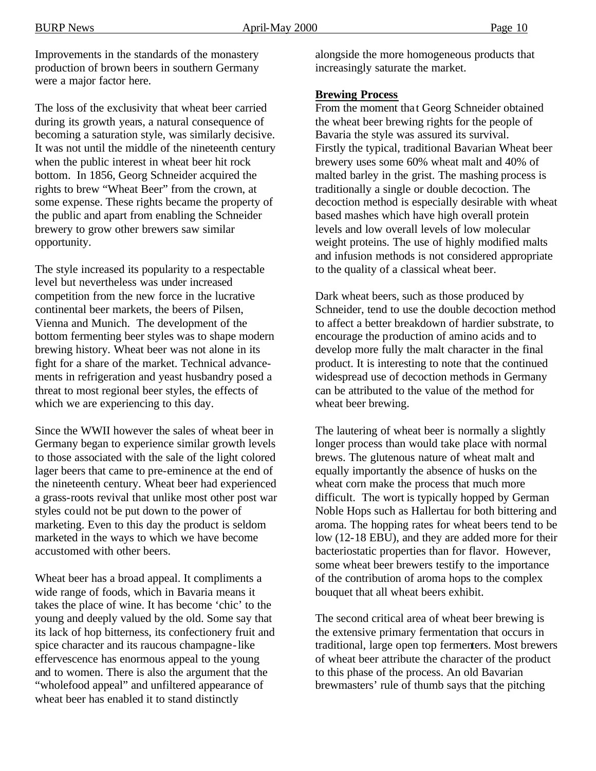Improvements in the standards of the monastery production of brown beers in southern Germany were a major factor here.

The loss of the exclusivity that wheat beer carried during its growth years, a natural consequence of becoming a saturation style, was similarly decisive. It was not until the middle of the nineteenth century when the public interest in wheat beer hit rock bottom. In 1856, Georg Schneider acquired the rights to brew "Wheat Beer" from the crown, at some expense. These rights became the property of the public and apart from enabling the Schneider brewery to grow other brewers saw similar opportunity.

The style increased its popularity to a respectable level but nevertheless was under increased competition from the new force in the lucrative continental beer markets, the beers of Pilsen, Vienna and Munich. The development of the bottom fermenting beer styles was to shape modern brewing history. Wheat beer was not alone in its fight for a share of the market. Technical advancements in refrigeration and yeast husbandry posed a threat to most regional beer styles, the effects of which we are experiencing to this day.

Since the WWII however the sales of wheat beer in Germany began to experience similar growth levels to those associated with the sale of the light colored lager beers that came to pre-eminence at the end of the nineteenth century. Wheat beer had experienced a grass-roots revival that unlike most other post war styles could not be put down to the power of marketing. Even to this day the product is seldom marketed in the ways to which we have become accustomed with other beers.

Wheat beer has a broad appeal. It compliments a wide range of foods, which in Bavaria means it takes the place of wine. It has become 'chic' to the young and deeply valued by the old. Some say that its lack of hop bitterness, its confectionery fruit and spice character and its raucous champagne-like effervescence has enormous appeal to the young and to women. There is also the argument that the "wholefood appeal" and unfiltered appearance of wheat beer has enabled it to stand distinctly alongside the more homogeneous products that increasingly saturate the market.

**Brewing Process**

From the moment that Georg Schneider obtained the wheat beer brewing rights for the people of Bavaria the style was assured its survival.
Firstly the typical, traditional Bavarian Wheat beer brewery uses some 60% wheat malt and 40% of malted barley in the grist. The mashing process is traditionally a single or double decoction. The decoction method is especially desirable with wheat based mashes which have high overall protein levels and low overall levels of low molecular weight proteins. The use of highly modified malts and infusion methods is not considered appropriate to the quality of a classical wheat beer.

Dark wheat beers, such as those produced by Schneider, tend to use the double decoction method to affect a better breakdown of hardier substrate, to encourage the production of amino acids and to develop more fully the malt character in the final product. It is interesting to note that the continued widespread use of decoction methods in Germany can be attributed to the value of the method for wheat beer brewing.

The lautering of wheat beer is normally a slightly longer process than would take place with normal brews. The glutenous nature of wheat malt and equally importantly the absence of husks on the wheat corn make the process that much more difficult. The wort is typically hopped by German Noble Hops such as Hallertau for both bittering and aroma. The hopping rates for wheat beers tend to be low (12-18 EBU), and they are added more for their bacteriostatic properties than for flavor. However, some wheat beer brewers testify to the importance of the contribution of aroma hops to the complex bouquet that all wheat beers exhibit.

The second critical area of wheat beer brewing is the extensive primary fermentation that occurs in traditional, large open top fermenters. Most brewers of wheat beer attribute the character of the product to this phase of the process. An old Bavarian brewmasters' rule of thumb says that the pitching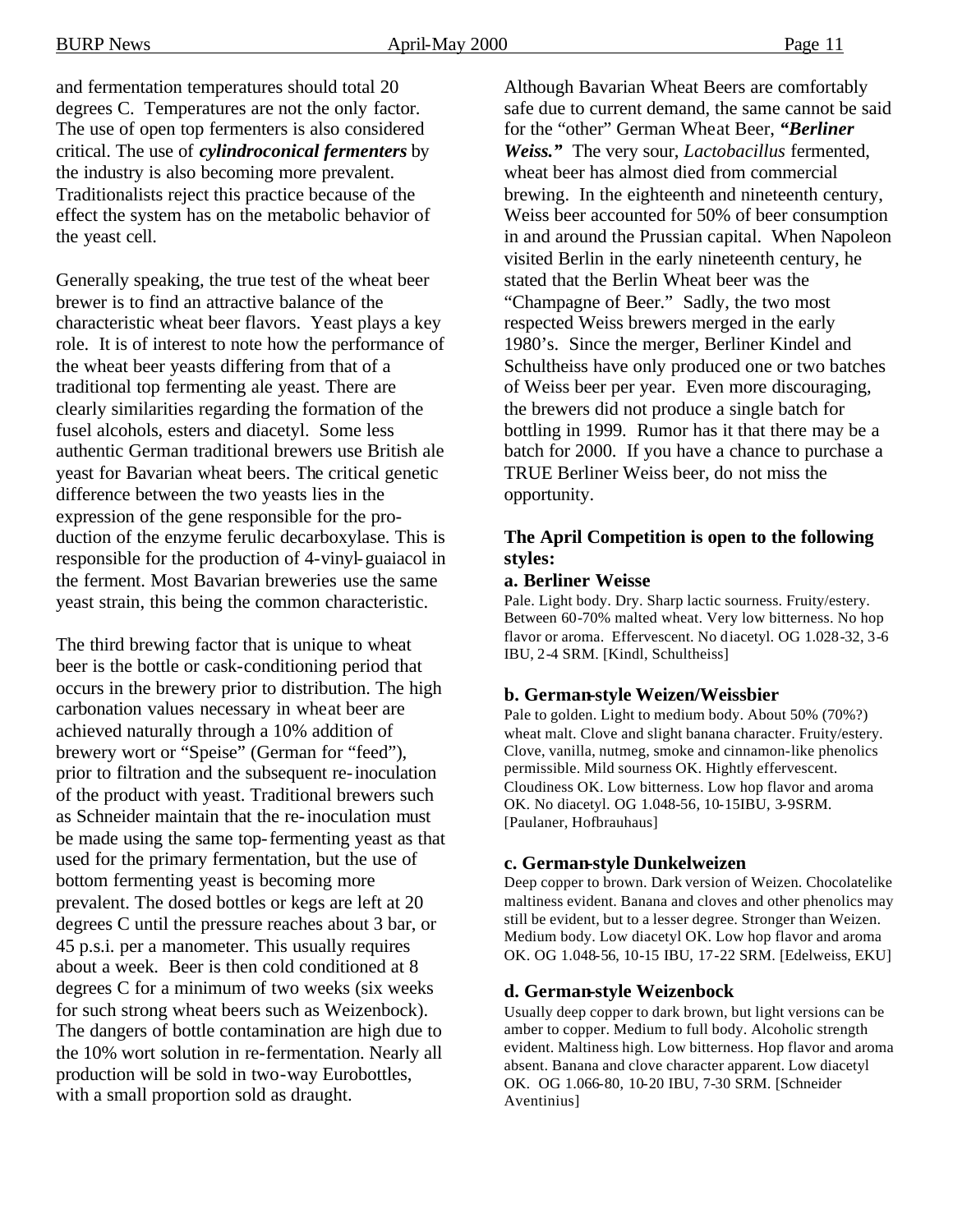and fermentation temperatures should total 20 degrees C. Temperatures are not the only factor. The use of open top fermenters is also considered critical. The use of ***cylindroconical fermenters*** by the industry is also becoming more prevalent. Traditionalists reject this practice because of the effect the system has on the metabolic behavior of the yeast cell.

Generally speaking, the true test of the wheat beer brewer is to find an attractive balance of the characteristic wheat beer flavors. Yeast plays a key role. It is of interest to note how the performance of the wheat beer yeasts differing from that of a traditional top fermenting ale yeast. There are clearly similarities regarding the formation of the fusel alcohols, esters and diacetyl. Some less authentic German traditional brewers use British ale yeast for Bavarian wheat beers. The critical genetic difference between the two yeasts lies in the expression of the gene responsible for the production of the enzyme ferulic decarboxylase. This is responsible for the production of 4-vinyl-guaiacol in the ferment. Most Bavarian breweries use the same yeast strain, this being the common characteristic.

The third brewing factor that is unique to wheat beer is the bottle or cask-conditioning period that occurs in the brewery prior to distribution. The high carbonation values necessary in wheat beer are achieved naturally through a 10% addition of brewery wort or "Speise" (German for "feed"), prior to filtration and the subsequent re-inoculation of the product with yeast. Traditional brewers such as Schneider maintain that the re-inoculation must be made using the same top-fermenting yeast as that used for the primary fermentation, but the use of bottom fermenting yeast is becoming more prevalent. The dosed bottles or kegs are left at 20 degrees C until the pressure reaches about 3 bar, or 45 p.s.i. per a manometer. This usually requires about a week. Beer is then cold conditioned at 8 degrees C for a minimum of two weeks (six weeks for such strong wheat beers such as Weizenbock). The dangers of bottle contamination are high due to the 10% wort solution in re-fermentation. Nearly all production will be sold in two-way Eurobottles, with a small proportion sold as draught.

Although Bavarian Wheat Beers are comfortably safe due to current demand, the same cannot be said for the "other" German Wheat Beer, ***"Berliner Weiss."*** The very sour, *Lactobacillus* fermented, wheat beer has almost died from commercial brewing. In the eighteenth and nineteenth century, Weiss beer accounted for 50% of beer consumption in and around the Prussian capital. When Napoleon visited Berlin in the early nineteenth century, he stated that the Berlin Wheat beer was the "Champagne of Beer." Sadly, the two most respected Weiss brewers merged in the early 1980's. Since the merger, Berliner Kindel and Schultheiss have only produced one or two batches of Weiss beer per year. Even more discouraging, the brewers did not produce a single batch for bottling in 1999. Rumor has it that there may be a batch for 2000. If you have a chance to purchase a TRUE Berliner Weiss beer, do not miss the opportunity.

**The April Competition is open to the following styles:**

**a. Berliner Weisse**

Pale. Light body. Dry. Sharp lactic sourness. Fruity/estery. Between 60-70% malted wheat. Very low bitterness. No hop flavor or aroma. Effervescent. No diacetyl. OG 1.028-32, 3-6 IBU, 2-4 SRM. [Kindl, Schultheiss]

**b. German-style Weizen/Weissbier**

Pale to golden. Light to medium body. About 50% (70%?) wheat malt. Clove and slight banana character. Fruity/estery. Clove, vanilla, nutmeg, smoke and cinnamon-like phenolics permissible. Mild sourness OK. Hightly effervescent. Cloudiness OK. Low bitterness. Low hop flavor and aroma OK. No diacetyl. OG 1.048-56, 10-15IBU, 3-9SRM. [Paulaner, Hofbrauhaus]

**c. German-style Dunkelweizen**

Deep copper to brown. Dark version of Weizen. Chocolatelike maltiness evident. Banana and cloves and other phenolics may still be evident, but to a lesser degree. Stronger than Weizen. Medium body. Low diacetyl OK. Low hop flavor and aroma OK. OG 1.048-56, 10-15 IBU, 17-22 SRM. [Edelweiss, EKU]

**d. German-style Weizenbock**

Usually deep copper to dark brown, but light versions can be amber to copper. Medium to full body. Alcoholic strength evident. Maltiness high. Low bitterness. Hop flavor and aroma absent. Banana and clove character apparent. Low diacetyl OK. OG 1.066-80, 10-20 IBU, 7-30 SRM. [Schneider Aventinius]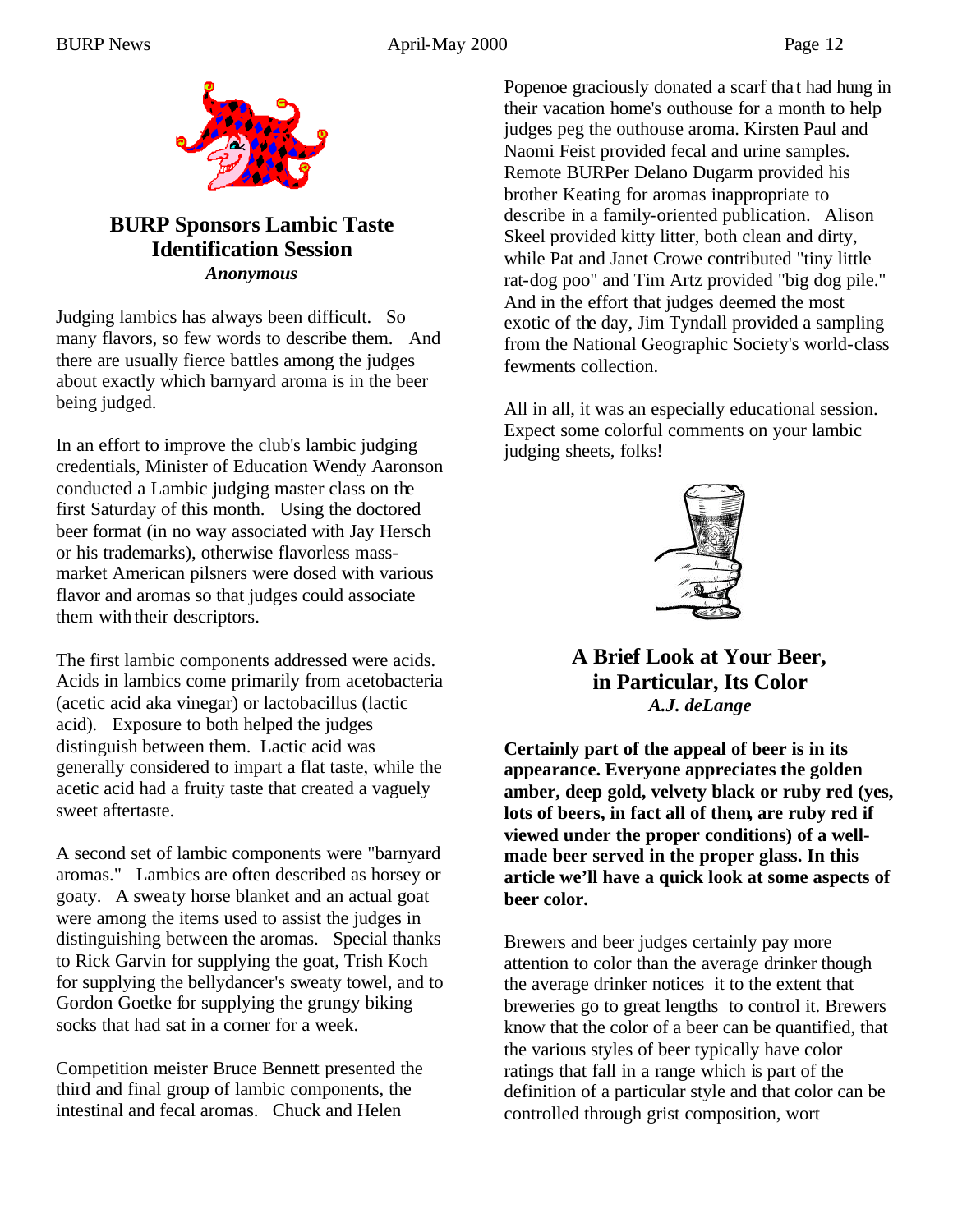## BURP Sponsors Lambic Taste Identification Session

***Anonymous***

Judging lambics has always been difficult. So many flavors, so few words to describe them. And there are usually fierce battles among the judges about exactly which barnyard aroma is in the beer being judged.

In an effort to improve the club's lambic judging credentials, Minister of Education Wendy Aaronson conducted a Lambic judging master class on the first Saturday of this month. Using the doctored beer format (in no way associated with Jay Hersch or his trademarks), otherwise flavorless mass-market American pilsners were dosed with various flavor and aromas so that judges could associate them with their descriptors.

The first lambic components addressed were acids. Acids in lambics come primarily from acetobacteria (acetic acid aka vinegar) or lactobacillus (lactic acid). Exposure to both helped the judges distinguish between them. Lactic acid was generally considered to impart a flat taste, while the acetic acid had a fruity taste that created a vaguely sweet aftertaste.

A second set of lambic components were "barnyard aromas." Lambics are often described as horsey or goaty. A sweaty horse blanket and an actual goat were among the items used to assist the judges in distinguishing between the aromas. Special thanks to Rick Garvin for supplying the goat, Trish Koch for supplying the bellydancer's sweaty towel, and to Gordon Goetke for supplying the grungy biking socks that had sat in a corner for a week.

Competition meister Bruce Bennett presented the third and final group of lambic components, the intestinal and fecal aromas. Chuck and Helen Popenoe graciously donated a scarf that had hung in their vacation home's outhouse for a month to help judges peg the outhouse aroma. Kirsten Paul and Naomi Feist provided fecal and urine samples. Remote BURPer Delano Dugarm provided his brother Keating for aromas inappropriate to describe in a family-oriented publication. Alison Skeel provided kitty litter, both clean and dirty, while Pat and Janet Crowe contributed "tiny little rat-dog poo" and Tim Artz provided "big dog pile." And in the effort that judges deemed the most exotic of the day, Jim Tyndall provided a sampling from the National Geographic Society's world-class fewments collection.

All in all, it was an especially educational session. Expect some colorful comments on your lambic judging sheets, folks!

## A Brief Look at Your Beer, in Particular, Its Color

***A.J. deLange***

**Certainly part of the appeal of beer is in its appearance. Everyone appreciates the golden amber, deep gold, velvety black or ruby red (yes, lots of beers, in fact all of them, are ruby red if viewed under the proper conditions) of a well-made beer served in the proper glass. In this article we'll have a quick look at some aspects of beer color.**

Brewers and beer judges certainly pay more attention to color than the average drinker though the average drinker notices it to the extent that breweries go to great lengths to control it. Brewers know that the color of a beer can be quantified, that the various styles of beer typically have color ratings that fall in a range which is part of the definition of a particular style and that color can be controlled through grist composition, wort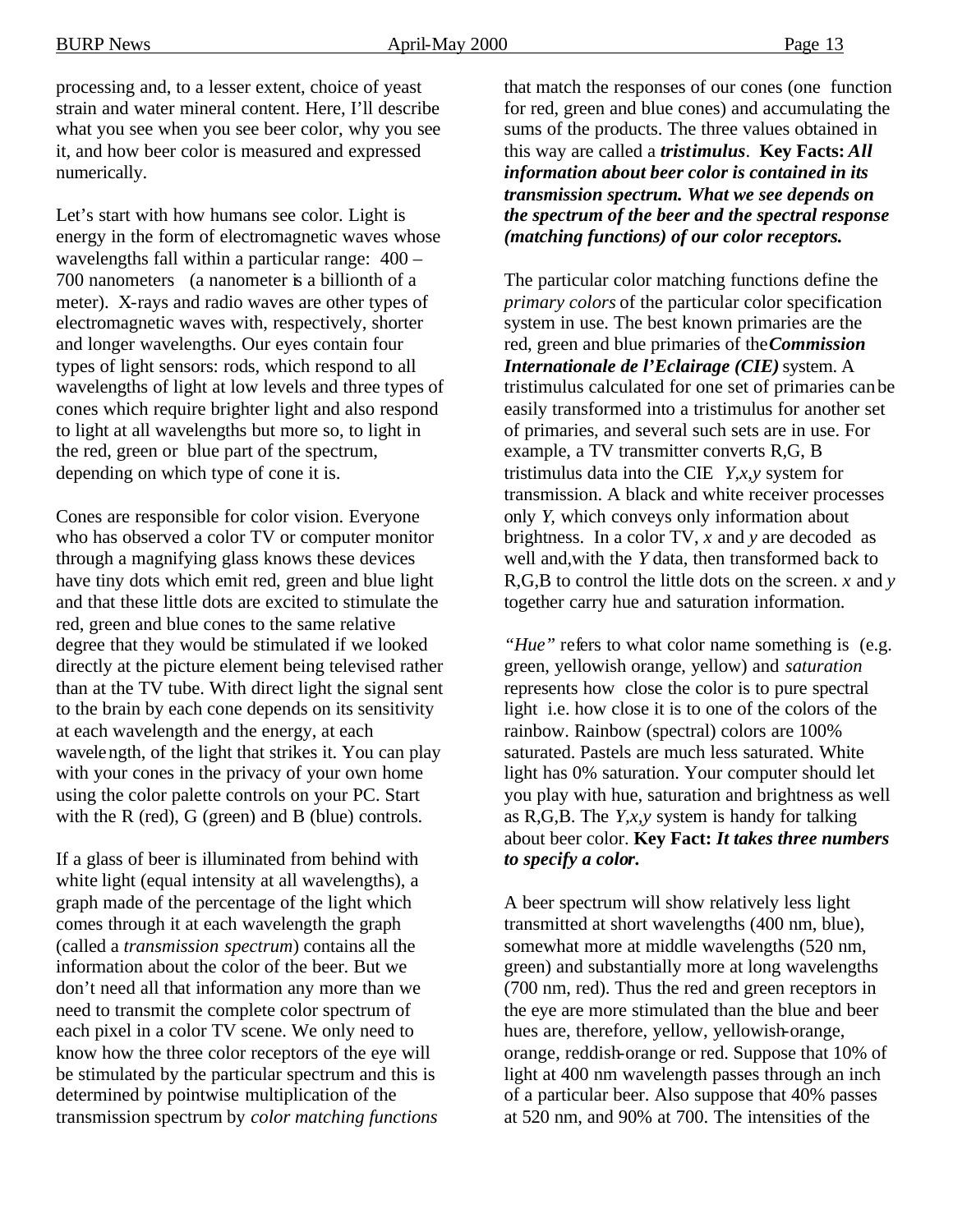processing and, to a lesser extent, choice of yeast strain and water mineral content. Here, I'll describe what you see when you see beer color, why you see it, and how beer color is measured and expressed numerically.

Let's start with how humans see color. Light is energy in the form of electromagnetic waves whose wavelengths fall within a particular range: 400 – 700 nanometers (a nanometer is a billionth of a meter). X-rays and radio waves are other types of electromagnetic waves with, respectively, shorter and longer wavelengths. Our eyes contain four types of light sensors: rods, which respond to all wavelengths of light at low levels and three types of cones which require brighter light and also respond to light at all wavelengths but more so, to light in the red, green or blue part of the spectrum, depending on which type of cone it is.

Cones are responsible for color vision. Everyone who has observed a color TV or computer monitor through a magnifying glass knows these devices have tiny dots which emit red, green and blue light and that these little dots are excited to stimulate the red, green and blue cones to the same relative degree that they would be stimulated if we looked directly at the picture element being televised rather than at the TV tube. With direct light the signal sent to the brain by each cone depends on its sensitivity at each wavelength and the energy, at each wavelength, of the light that strikes it. You can play with your cones in the privacy of your own home using the color palette controls on your PC. Start with the R (red), G (green) and B (blue) controls.

If a glass of beer is illuminated from behind with white light (equal intensity at all wavelengths), a graph made of the percentage of the light which comes through it at each wavelength the graph (called a *transmission spectrum*) contains all the information about the color of the beer. But we don't need all that information any more than we need to transmit the complete color spectrum of each pixel in a color TV scene. We only need to know how the three color receptors of the eye will be stimulated by the particular spectrum and this is determined by pointwise multiplication of the transmission spectrum by *color matching functions* that match the responses of our cones (one function for red, green and blue cones) and accumulating the sums of the products. The three values obtained in this way are called a ***tristimulus***. **Key Facts:** ***All information about beer color is contained in its transmission spectrum. What we see depends on the spectrum of the beer and the spectral response (matching functions) of our color receptors.***

The particular color matching functions define the *primary colors* of the particular color specification system in use. The best known primaries are the red, green and blue primaries of the ***Commission Internationale de l'Eclairage (CIE)*** system. A tristimulus calculated for one set of primaries can be easily transformed into a tristimulus for another set of primaries, and several such sets are in use. For example, a TV transmitter converts R,G, B tristimulus data into the CIE *Y,x,y* system for transmission. A black and white receiver processes only *Y*, which conveys only information about brightness. In a color TV, *x* and *y* are decoded as well and, with the *Y* data, then transformed back to R,G,B to control the little dots on the screen. *x* and *y* together carry hue and saturation information.

*"Hue"* refers to what color name something is (e.g. green, yellowish orange, yellow) and *saturation* represents how close the color is to pure spectral light i.e. how close it is to one of the colors of the rainbow. Rainbow (spectral) colors are 100% saturated. Pastels are much less saturated. White light has 0% saturation. Your computer should let you play with hue, saturation and brightness as well as R,G,B. The *Y,x,y* system is handy for talking about beer color. **Key Fact:** ***It takes three numbers to specify a color.***

A beer spectrum will show relatively less light transmitted at short wavelengths (400 nm, blue), somewhat more at middle wavelengths (520 nm, green) and substantially more at long wavelengths (700 nm, red). Thus the red and green receptors in the eye are more stimulated than the blue and beer hues are, therefore, yellow, yellowish-orange, orange, reddish-orange or red. Suppose that 10% of light at 400 nm wavelength passes through an inch of a particular beer. Also suppose that 40% passes at 520 nm, and 90% at 700. The intensities of the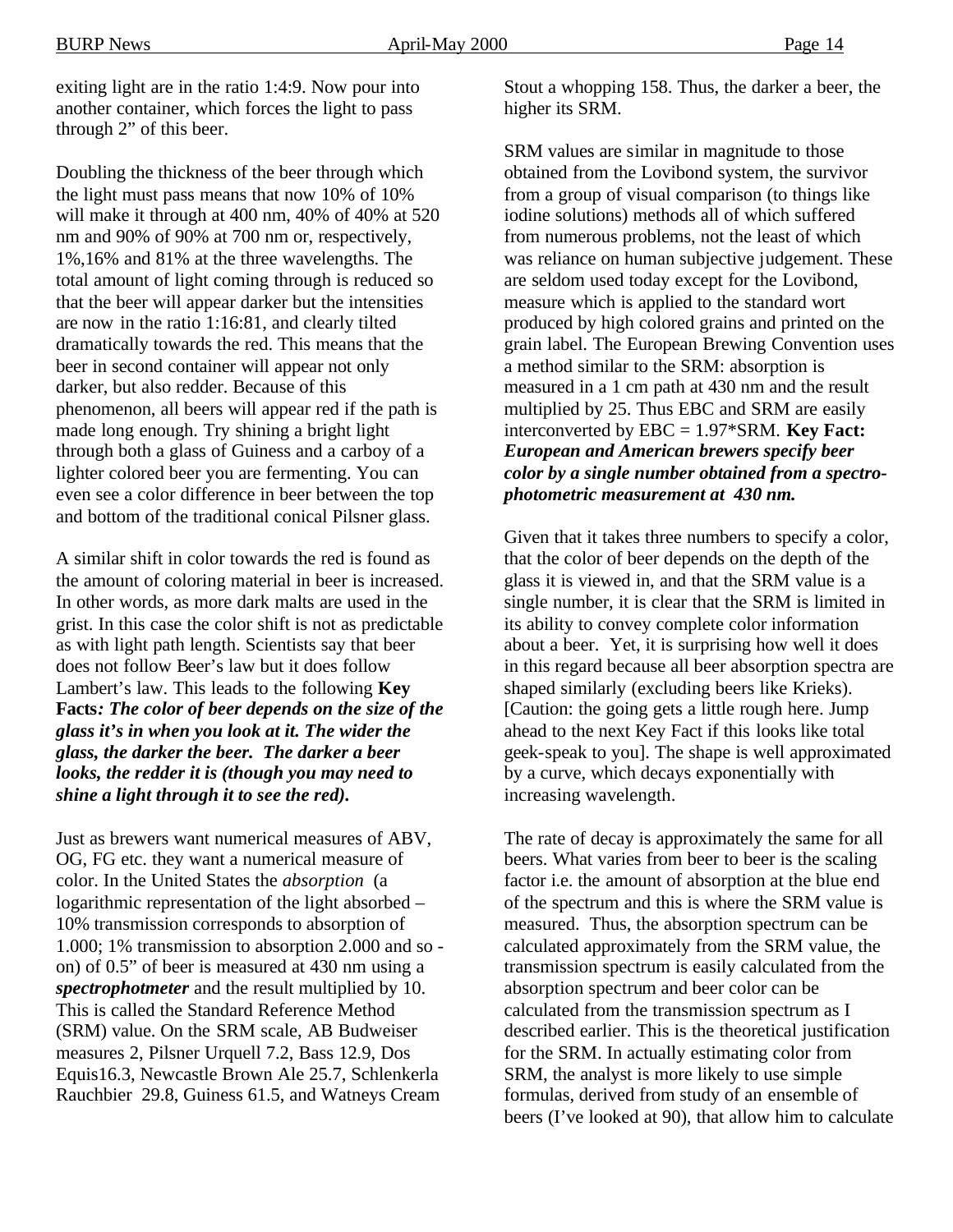exiting light are in the ratio 1:4:9. Now pour into another container, which forces the light to pass through 2" of this beer.

Doubling the thickness of the beer through which the light must pass means that now 10% of 10% will make it through at 400 nm, 40% of 40% at 520 nm and 90% of 90% at 700 nm or, respectively, 1%,16% and 81% at the three wavelengths. The total amount of light coming through is reduced so that the beer will appear darker but the intensities are now in the ratio 1:16:81, and clearly tilted dramatically towards the red. This means that the beer in second container will appear not only darker, but also redder. Because of this phenomenon, all beers will appear red if the path is made long enough. Try shining a bright light through both a glass of Guiness and a carboy of a lighter colored beer you are fermenting. You can even see a color difference in beer between the top and bottom of the traditional conical Pilsner glass.

A similar shift in color towards the red is found as the amount of coloring material in beer is increased. In other words, as more dark malts are used in the grist. In this case the color shift is not as predictable as with light path length. Scientists say that beer does not follow Beer's law but it does follow Lambert's law. This leads to the following **Key Facts*: The color of beer depends on the size of the glass it's in when you look at it. The wider the glass, the darker the beer. The darker a beer looks, the redder it is (though you may need to shine a light through it to see the red).***

Just as brewers want numerical measures of ABV, OG, FG etc. they want a numerical measure of color. In the United States the *absorption* (a logarithmic representation of the light absorbed – 10% transmission corresponds to absorption of 1.000; 1% transmission to absorption 2.000 and so - on) of 0.5" of beer is measured at 430 nm using a ***spectrophotmeter*** and the result multiplied by 10. This is called the Standard Reference Method (SRM) value. On the SRM scale, AB Budweiser measures 2, Pilsner Urquell 7.2, Bass 12.9, Dos Equis16.3, Newcastle Brown Ale 25.7, Schlenkerla Rauchbier 29.8, Guiness 61.5, and Watneys Cream Stout a whopping 158. Thus, the darker a beer, the higher its SRM.

SRM values are similar in magnitude to those obtained from the Lovibond system, the survivor from a group of visual comparison (to things like iodine solutions) methods all of which suffered from numerous problems, not the least of which was reliance on human subjective judgement. These are seldom used today except for the Lovibond, measure which is applied to the standard wort produced by high colored grains and printed on the grain label. The European Brewing Convention uses a method similar to the SRM: absorption is measured in a 1 cm path at 430 nm and the result multiplied by 25. Thus EBC and SRM are easily interconverted by EBC = 1.97*SRM. **Key Fact: *European and American brewers specify beer color by a single number obtained from a spectro-photometric measurement at 430 nm.***

Given that it takes three numbers to specify a color, that the color of beer depends on the depth of the glass it is viewed in, and that the SRM value is a single number, it is clear that the SRM is limited in its ability to convey complete color information about a beer. Yet, it is surprising how well it does in this regard because all beer absorption spectra are shaped similarly (excluding beers like Krieks). [Caution: the going gets a little rough here. Jump ahead to the next Key Fact if this looks like total geek-speak to you]. The shape is well approximated by a curve, which decays exponentially with increasing wavelength.

The rate of decay is approximately the same for all beers. What varies from beer to beer is the scaling factor i.e. the amount of absorption at the blue end of the spectrum and this is where the SRM value is measured. Thus, the absorption spectrum can be calculated approximately from the SRM value, the transmission spectrum is easily calculated from the absorption spectrum and beer color can be calculated from the transmission spectrum as I described earlier. This is the theoretical justification for the SRM. In actually estimating color from SRM, the analyst is more likely to use simple formulas, derived from study of an ensemble of beers (I've looked at 90), that allow him to calculate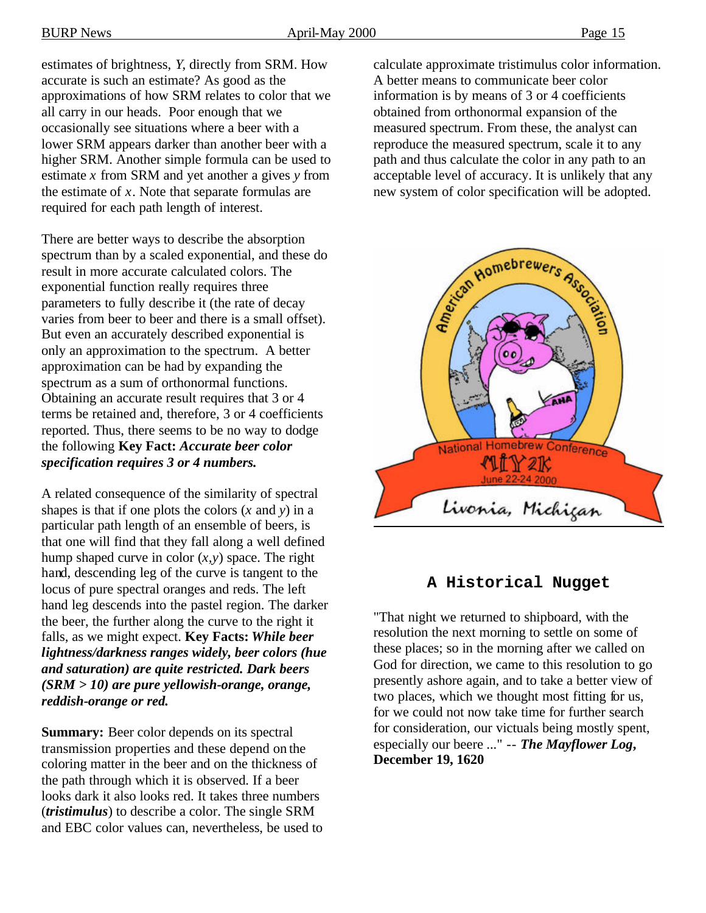estimates of brightness, $Y$, directly from SRM. How accurate is such an estimate? As good as the approximations of how SRM relates to color that we all carry in our heads. Poor enough that we occasionally see situations where a beer with a lower SRM appears darker than another beer with a higher SRM. Another simple formula can be used to estimate $x$ from SRM and yet another a gives $y$ from the estimate of $x$. Note that separate formulas are required for each path length of interest.

There are better ways to describe the absorption spectrum than by a scaled exponential, and these do result in more accurate calculated colors. The exponential function really requires three parameters to fully describe it (the rate of decay varies from beer to beer and there is a small offset). But even an accurately described exponential is only an approximation to the spectrum. A better approximation can be had by expanding the spectrum as a sum of orthonormal functions. Obtaining an accurate result requires that 3 or 4 terms be retained and, therefore, 3 or 4 coefficients reported. Thus, there seems to be no way to dodge the following **Key Fact:** ***Accurate beer color specification requires 3 or 4 numbers.***

A related consequence of the similarity of spectral shapes is that if one plots the colors ($x$ and $y$) in a particular path length of an ensemble of beers, is that one will find that they fall along a well defined hump shaped curve in color ($x$,$y$) space. The right hand, descending leg of the curve is tangent to the locus of pure spectral oranges and reds. The left hand leg descends into the pastel region. The darker the beer, the further along the curve to the right it falls, as we might expect. **Key Facts:** ***While beer lightness/darkness ranges widely, beer colors (hue and saturation) are quite restricted. Dark beers (SRM > 10) are pure yellowish-orange, orange, reddish-orange or red.***

**Summary:** Beer color depends on its spectral transmission properties and these depend on the coloring matter in the beer and on the thickness of the path through which it is observed. If a beer looks dark it also looks red. It takes three numbers (***tristimulus***) to describe a color. The single SRM and EBC color values can, nevertheless, be used to calculate approximate tristimulus color information. A better means to communicate beer color information is by means of 3 or 4 coefficients obtained from orthonormal expansion of the measured spectrum. From these, the analyst can reproduce the measured spectrum, scale it to any path and thus calculate the color in any path to an acceptable level of accuracy. It is unlikely that any new system of color specification will be adopted.

## A Historical Nugget

"That night we returned to shipboard, with the resolution the next morning to settle on some of these places; so in the morning after we called on God for direction, we came to this resolution to go presently ashore again, and to take a better view of two places, which we thought most fitting for us, for we could not now take time for further search for consideration, our victuals being mostly spent, especially our beere ..." -- ***The Mayflower Log*****, December 19, 1620**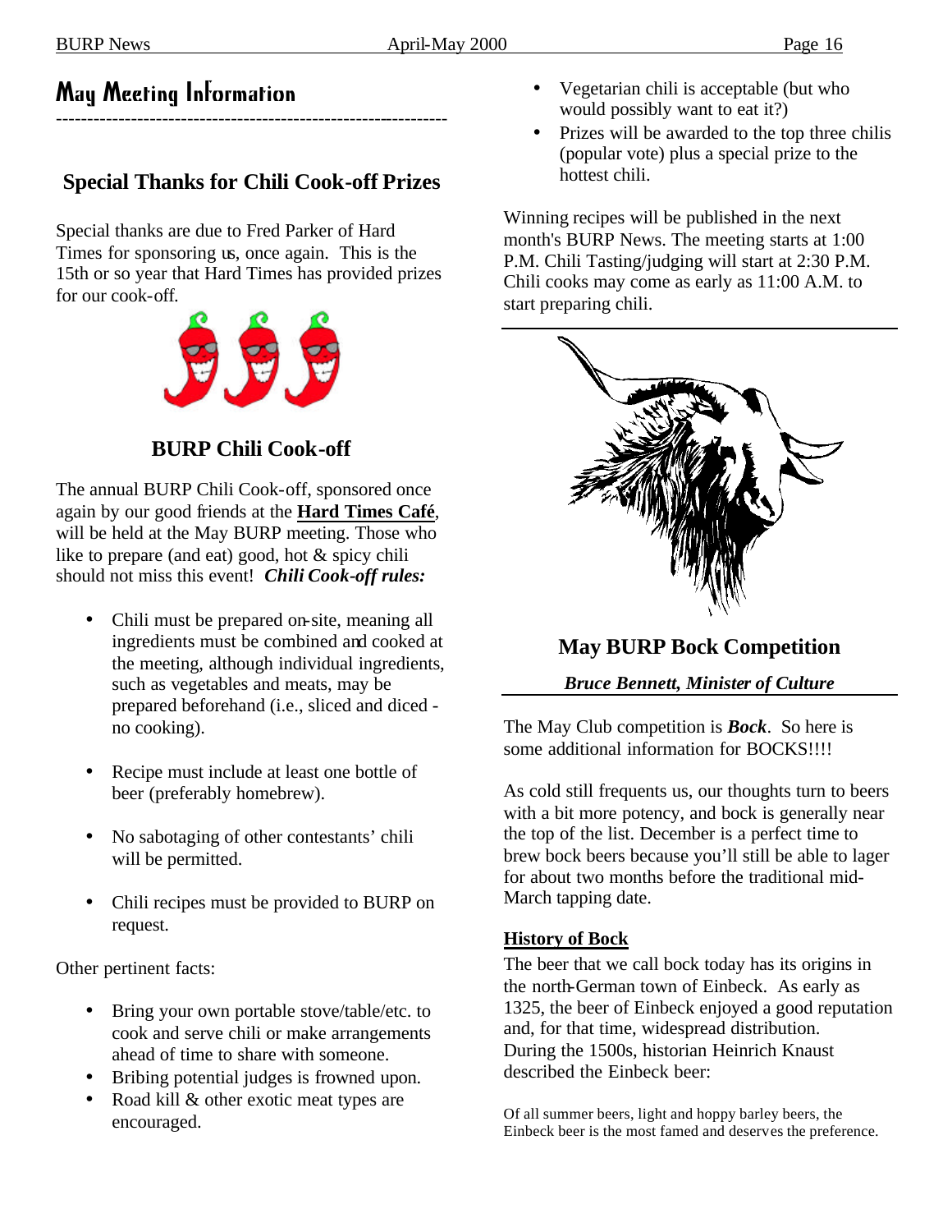# May Meeting Information

## Special Thanks for Chili Cook-off Prizes

Special thanks are due to Fred Parker of Hard Times for sponsoring us, once again. This is the 15th or so year that Hard Times has provided prizes for our cook-off.

## BURP Chili Cook-off

The annual BURP Chili Cook-off, sponsored once again by our good friends at the **Hard Times Café**, will be held at the May BURP meeting. Those who like to prepare (and eat) good, hot & spicy chili should not miss this event! ***Chili Cook-off rules:***

- Chili must be prepared on-site, meaning all ingredients must be combined and cooked at the meeting, although individual ingredients, such as vegetables and meats, may be prepared beforehand (i.e., sliced and diced - no cooking).
- Recipe must include at least one bottle of beer (preferably homebrew).
- No sabotaging of other contestants' chili will be permitted.
- Chili recipes must be provided to BURP on request.

Other pertinent facts:

- Bring your own portable stove/table/etc. to cook and serve chili or make arrangements ahead of time to share with someone.
- Bribing potential judges is frowned upon.
- Road kill & other exotic meat types are encouraged.
- Vegetarian chili is acceptable (but who would possibly want to eat it?)
- Prizes will be awarded to the top three chilis (popular vote) plus a special prize to the hottest chili.

Winning recipes will be published in the next month's BURP News. The meeting starts at 1:00 P.M. Chili Tasting/judging will start at 2:30 P.M. Chili cooks may come as early as 11:00 A.M. to start preparing chili.

## May BURP Bock Competition

***Bruce Bennett, Minister of Culture***

The May Club competition is ***Bock***. So here is some additional information for BOCKS!!!!

As cold still frequents us, our thoughts turn to beers with a bit more potency, and bock is generally near the top of the list. December is a perfect time to brew bock beers because you'll still be able to lager for about two months before the traditional mid-March tapping date.

**History of Bock**

The beer that we call bock today has its origins in the north-German town of Einbeck. As early as 1325, the beer of Einbeck enjoyed a good reputation and, for that time, widespread distribution. During the 1500s, historian Heinrich Knaust described the Einbeck beer:

Of all summer beers, light and hoppy barley beers, the Einbeck beer is the most famed and deserves the preference.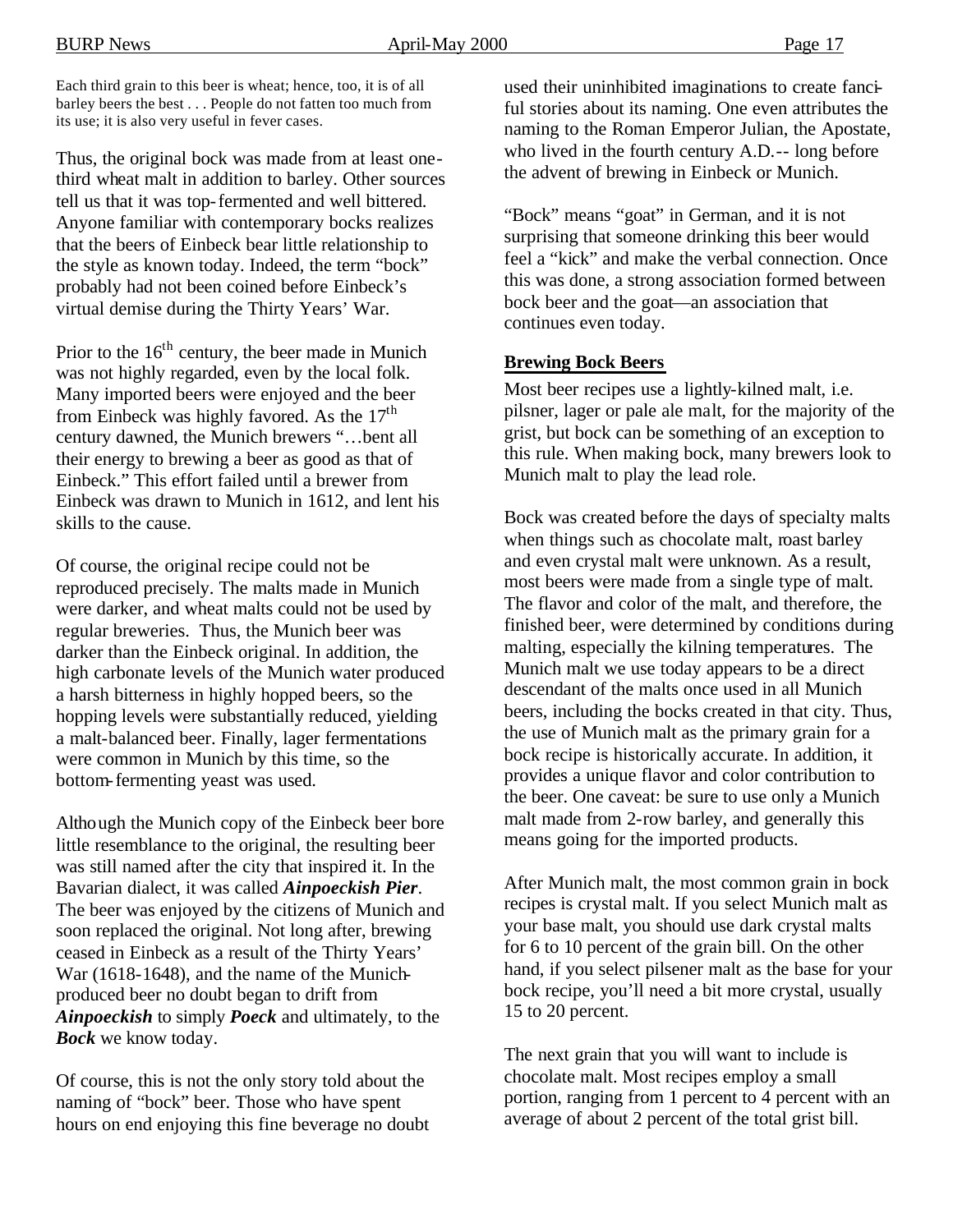Each third grain to this beer is wheat; hence, too, it is of all barley beers the best . . . People do not fatten too much from its use; it is also very useful in fever cases.

Thus, the original bock was made from at least one-third wheat malt in addition to barley. Other sources tell us that it was top-fermented and well bittered. Anyone familiar with contemporary bocks realizes that the beers of Einbeck bear little relationship to the style as known today. Indeed, the term "bock" probably had not been coined before Einbeck's virtual demise during the Thirty Years' War.

Prior to the 16th century, the beer made in Munich was not highly regarded, even by the local folk. Many imported beers were enjoyed and the beer from Einbeck was highly favored. As the 17th century dawned, the Munich brewers "…bent all their energy to brewing a beer as good as that of Einbeck." This effort failed until a brewer from Einbeck was drawn to Munich in 1612, and lent his skills to the cause.

Of course, the original recipe could not be reproduced precisely. The malts made in Munich were darker, and wheat malts could not be used by regular breweries. Thus, the Munich beer was darker than the Einbeck original. In addition, the high carbonate levels of the Munich water produced a harsh bitterness in highly hopped beers, so the hopping levels were substantially reduced, yielding a malt-balanced beer. Finally, lager fermentations were common in Munich by this time, so the bottom-fermenting yeast was used.

Although the Munich copy of the Einbeck beer bore little resemblance to the original, the resulting beer was still named after the city that inspired it. In the Bavarian dialect, it was called ***Ainpoeckish Pier***. The beer was enjoyed by the citizens of Munich and soon replaced the original. Not long after, brewing ceased in Einbeck as a result of the Thirty Years' War (1618-1648), and the name of the Munich-produced beer no doubt began to drift from ***Ainpoeckish*** to simply ***Poeck*** and ultimately, to the ***Bock*** we know today.

Of course, this is not the only story told about the naming of "bock" beer. Those who have spent hours on end enjoying this fine beverage no doubt used their uninhibited imaginations to create fanciful stories about its naming. One even attributes the naming to the Roman Emperor Julian, the Apostate, who lived in the fourth century A.D.-- long before the advent of brewing in Einbeck or Munich.

"Bock" means "goat" in German, and it is not surprising that someone drinking this beer would feel a "kick" and make the verbal connection. Once this was done, a strong association formed between bock beer and the goat—an association that continues even today.

## Brewing Bock Beers

Most beer recipes use a lightly-kilned malt, i.e. pilsner, lager or pale ale malt, for the majority of the grist, but bock can be something of an exception to this rule. When making bock, many brewers look to Munich malt to play the lead role.

Bock was created before the days of specialty malts when things such as chocolate malt, roast barley and even crystal malt were unknown. As a result, most beers were made from a single type of malt. The flavor and color of the malt, and therefore, the finished beer, were determined by conditions during malting, especially the kilning temperatures. The Munich malt we use today appears to be a direct descendant of the malts once used in all Munich beers, including the bocks created in that city. Thus, the use of Munich malt as the primary grain for a bock recipe is historically accurate. In addition, it provides a unique flavor and color contribution to the beer. One caveat: be sure to use only a Munich malt made from 2-row barley, and generally this means going for the imported products.

After Munich malt, the most common grain in bock recipes is crystal malt. If you select Munich malt as your base malt, you should use dark crystal malts for 6 to 10 percent of the grain bill. On the other hand, if you select pilsener malt as the base for your bock recipe, you'll need a bit more crystal, usually 15 to 20 percent.

The next grain that you will want to include is chocolate malt. Most recipes employ a small portion, ranging from 1 percent to 4 percent with an average of about 2 percent of the total grist bill.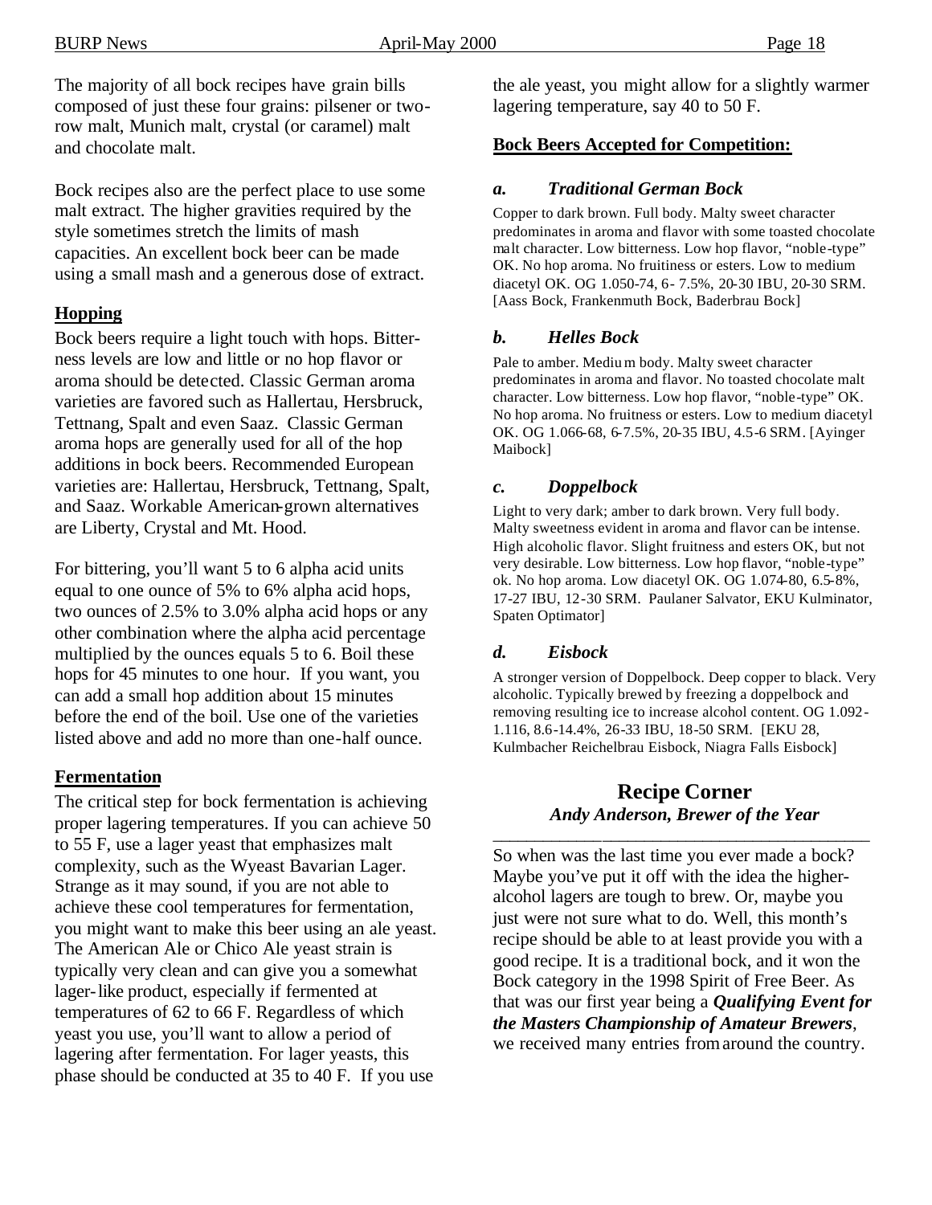The majority of all bock recipes have grain bills composed of just these four grains: pilsener or two-row malt, Munich malt, crystal (or caramel) malt and chocolate malt.

Bock recipes also are the perfect place to use some malt extract. The higher gravities required by the style sometimes stretch the limits of mash capacities. An excellent bock beer can be made using a small mash and a generous dose of extract.

## Hopping

Bock beers require a light touch with hops. Bitterness levels are low and little or no hop flavor or aroma should be detected. Classic German aroma varieties are favored such as Hallertau, Hersbruck, Tettnang, Spalt and even Saaz. Classic German aroma hops are generally used for all of the hop additions in bock beers. Recommended European varieties are: Hallertau, Hersbruck, Tettnang, Spalt, and Saaz. Workable American-grown alternatives are Liberty, Crystal and Mt. Hood.

For bittering, you'll want 5 to 6 alpha acid units equal to one ounce of 5% to 6% alpha acid hops, two ounces of 2.5% to 3.0% alpha acid hops or any other combination where the alpha acid percentage multiplied by the ounces equals 5 to 6. Boil these hops for 45 minutes to one hour. If you want, you can add a small hop addition about 15 minutes before the end of the boil. Use one of the varieties listed above and add no more than one-half ounce.

## Fermentation

The critical step for bock fermentation is achieving proper lagering temperatures. If you can achieve 50 to 55 F, use a lager yeast that emphasizes malt complexity, such as the Wyeast Bavarian Lager. Strange as it may sound, if you are not able to achieve these cool temperatures for fermentation, you might want to make this beer using an ale yeast. The American Ale or Chico Ale yeast strain is typically very clean and can give you a somewhat lager-like product, especially if fermented at temperatures of 62 to 66 F. Regardless of which yeast you use, you'll want to allow a period of lagering after fermentation. For lager yeasts, this phase should be conducted at 35 to 40 F. If you use the ale yeast, you might allow for a slightly warmer lagering temperature, say 40 to 50 F.

## Bock Beers Accepted for Competition:

### *a. Traditional German Bock*

Copper to dark brown. Full body. Malty sweet character predominates in aroma and flavor with some toasted chocolate malt character. Low bitterness. Low hop flavor, "noble-type" OK. No hop aroma. No fruitiness or esters. Low to medium diacetyl OK. OG 1.050-74, 6- 7.5%, 20-30 IBU, 20-30 SRM. [Aass Bock, Frankenmuth Bock, Baderbrau Bock]

### *b. Helles Bock*

Pale to amber. Medium body. Malty sweet character predominates in aroma and flavor. No toasted chocolate malt character. Low bitterness. Low hop flavor, "noble-type" OK. No hop aroma. No fruitness or esters. Low to medium diacetyl OK. OG 1.066-68, 6-7.5%, 20-35 IBU, 4.5-6 SRM. [Ayinger Maibock]

### *c. Doppelbock*

Light to very dark; amber to dark brown. Very full body. Malty sweetness evident in aroma and flavor can be intense. High alcoholic flavor. Slight fruitness and esters OK, but not very desirable. Low bitterness. Low hop flavor, "noble-type" ok. No hop aroma. Low diacetyl OK. OG 1.074-80, 6.5-8%, 17-27 IBU, 12-30 SRM. Paulaner Salvator, EKU Kulminator, Spaten Optimator]

### *d. Eisbock*

A stronger version of Doppelbock. Deep copper to black. Very alcoholic. Typically brewed by freezing a doppelbock and removing resulting ice to increase alcohol content. OG 1.092-1.116, 8.6-14.4%, 26-33 IBU, 18-50 SRM. [EKU 28, Kulmbacher Reichelbrau Eisbock, Niagra Falls Eisbock]

# Recipe Corner

*Andy Anderson, Brewer of the Year*

---

So when was the last time you ever made a bock? Maybe you've put it off with the idea the higher-alcohol lagers are tough to brew. Or, maybe you just were not sure what to do. Well, this month's recipe should be able to at least provide you with a good recipe. It is a traditional bock, and it won the Bock category in the 1998 Spirit of Free Beer. As that was our first year being a ***Qualifying Event for the Masters Championship of Amateur Brewers***, we received many entries from around the country.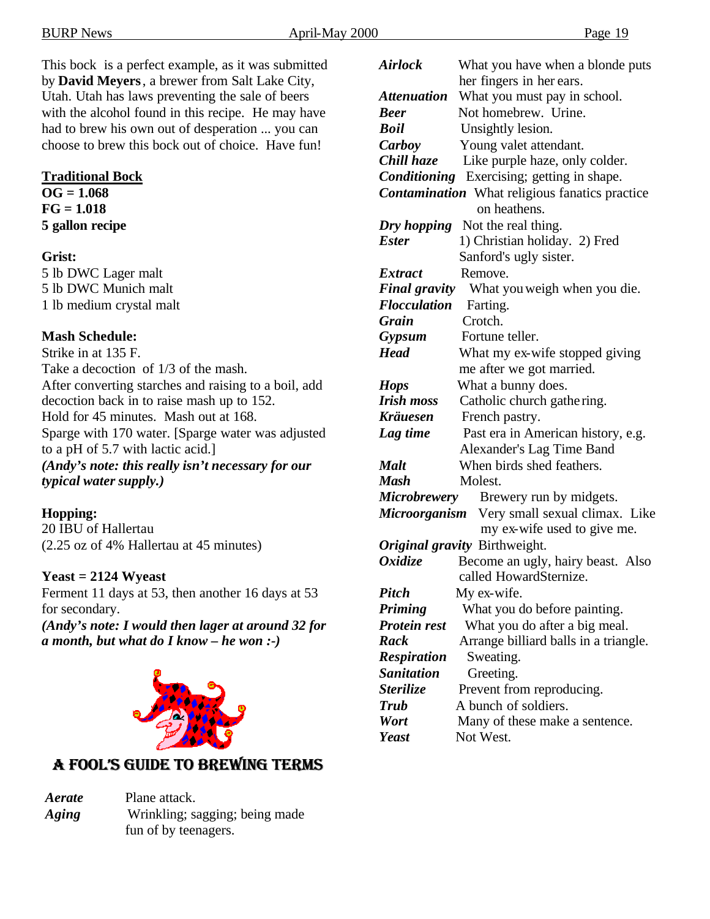This bock is a perfect example, as it was submitted by **David Meyers**, a brewer from Salt Lake City, Utah. Utah has laws preventing the sale of beers with the alcohol found in this recipe. He may have had to brew his own out of desperation ... you can choose to brew this bock out of choice. Have fun!

**Traditional Bock**

**OG = 1.068**
**FG = 1.018**
**5 gallon recipe**

**Grist:**
5 lb DWC Lager malt
5 lb DWC Munich malt
1 lb medium crystal malt

**Mash Schedule:**
Strike in at 135 F.
Take a decoction of 1/3 of the mash.
After converting starches and raising to a boil, add decoction back in to raise mash up to 152.
Hold for 45 minutes. Mash out at 168.
Sparge with 170 water. [Sparge water was adjusted to a pH of 5.7 with lactic acid.]
***(Andy's note: this really isn't necessary for our typical water supply.)***

**Hopping:**
20 IBU of Hallertau
(2.25 oz of 4% Hallertau at 45 minutes)

**Yeast = 2124 Wyeast**
Ferment 11 days at 53, then another 16 days at 53 for secondary.
***(Andy's note: I would then lager at around 32 for a month, but what do I know – he won :-)***

## A FOOL'S GUIDE TO BREWING TERMS

***Aerate*** Plane attack.
***Aging*** Wrinkling; sagging; being made fun of by teenagers.
***Airlock*** What you have when a blonde puts her fingers in her ears.
***Attenuation*** What you must pay in school.
***Beer*** Not homebrew. Urine.
***Boil*** Unsightly lesion.
***Carboy*** Young valet attendant.
***Chill haze*** Like purple haze, only colder.
***Conditioning*** Exercising; getting in shape.
***Contamination*** What religious fanatics practice on heathens.
***Dry hopping*** Not the real thing.
***Ester*** 1) Christian holiday. 2) Fred Sanford's ugly sister.
***Extract*** Remove.
***Final gravity*** What you weigh when you die.
***Flocculation*** Farting.
***Grain*** Crotch.
***Gypsum*** Fortune teller.
***Head*** What my ex-wife stopped giving me after we got married.
***Hops*** What a bunny does.
***Irish moss*** Catholic church gathering.
***Kräuesen*** French pastry.
***Lag time*** Past era in American history, e.g. Alexander's Lag Time Band
***Malt*** When birds shed feathers.
***Mash*** Molest.
***Microbrewery*** Brewery run by midgets.
***Microorganism*** Very small sexual climax. Like my ex-wife used to give me.
***Original gravity*** Birthweight.
***Oxidize*** Become an ugly, hairy beast. Also called HowardSternize.
***Pitch*** My ex-wife.
***Priming*** What you do before painting.
***Protein rest*** What you do after a big meal.
***Rack*** Arrange billiard balls in a triangle.
***Respiration*** Sweating.
***Sanitation*** Greeting.
***Sterilize*** Prevent from reproducing.
***Trub*** A bunch of soldiers.
***Wort*** Many of these make a sentence.
***Yeast*** Not West.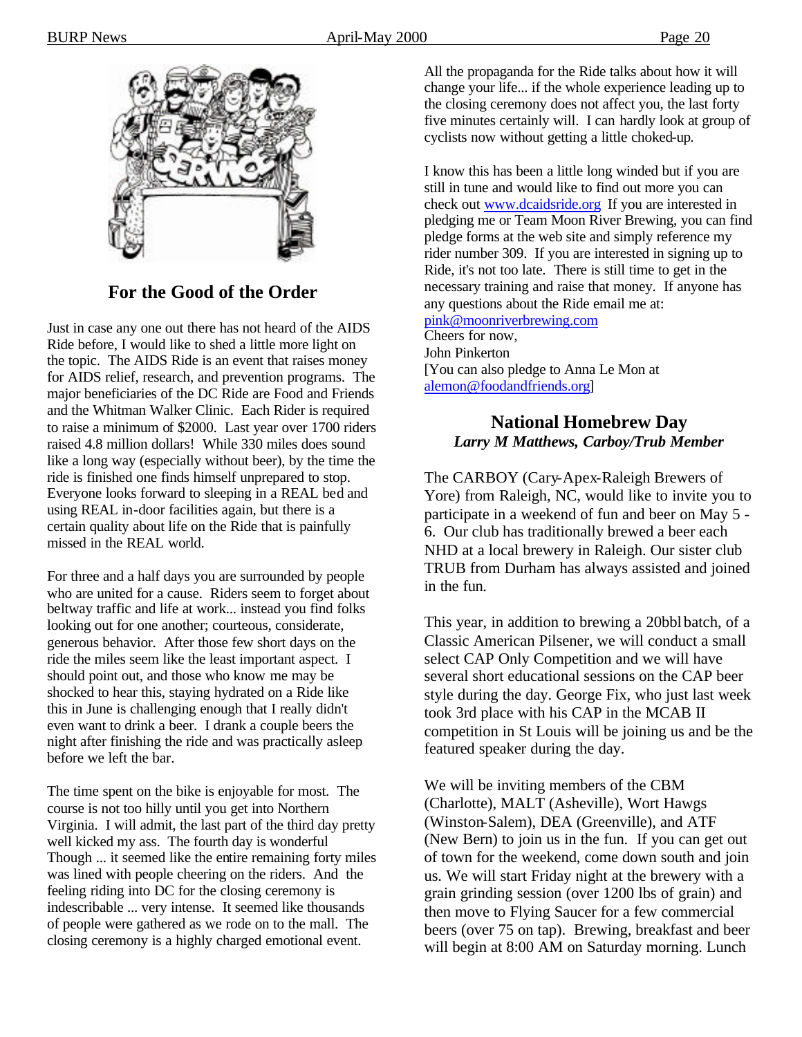## For the Good of the Order

Just in case any one out there has not heard of the AIDS Ride before, I would like to shed a little more light on the topic. The AIDS Ride is an event that raises money for AIDS relief, research, and prevention programs. The major beneficiaries of the DC Ride are Food and Friends and the Whitman Walker Clinic. Each Rider is required to raise a minimum of $2000. Last year over 1700 riders raised 4.8 million dollars! While 330 miles does sound like a long way (especially without beer), by the time the ride is finished one finds himself unprepared to stop. Everyone looks forward to sleeping in a REAL bed and using REAL in-door facilities again, but there is a certain quality about life on the Ride that is painfully missed in the REAL world.

For three and a half days you are surrounded by people who are united for a cause. Riders seem to forget about beltway traffic and life at work... instead you find folks looking out for one another; courteous, considerate, generous behavior. After those few short days on the ride the miles seem like the least important aspect. I should point out, and those who know me may be shocked to hear this, staying hydrated on a Ride like this in June is challenging enough that I really didn't even want to drink a beer. I drank a couple beers the night after finishing the ride and was practically asleep before we left the bar.

The time spent on the bike is enjoyable for most. The course is not too hilly until you get into Northern Virginia. I will admit, the last part of the third day pretty well kicked my ass. The fourth day is wonderful Though ... it seemed like the entire remaining forty miles was lined with people cheering on the riders. And the feeling riding into DC for the closing ceremony is indescribable ... very intense. It seemed like thousands of people were gathered as we rode on to the mall. The closing ceremony is a highly charged emotional event.

All the propaganda for the Ride talks about how it will change your life... if the whole experience leading up to the closing ceremony does not affect you, the last forty five minutes certainly will. I can hardly look at group of cyclists now without getting a little choked-up.

I know this has been a little long winded but if you are still in tune and would like to find out more you can check out www.dcaidsride.org If you are interested in pledging me or Team Moon River Brewing, you can find pledge forms at the web site and simply reference my rider number 309. If you are interested in signing up to Ride, it's not too late. There is still time to get in the necessary training and raise that money. If anyone has any questions about the Ride email me at: pink@moonriverbrewing.com

Cheers for now,
John Pinkerton
[You can also pledge to Anna Le Mon at alemon@foodandfriends.org]

## National Homebrew Day

***Larry M Matthews, Carboy/Trub Member***

The CARBOY (Cary-Apex-Raleigh Brewers of Yore) from Raleigh, NC, would like to invite you to participate in a weekend of fun and beer on May 5 - 6. Our club has traditionally brewed a beer each NHD at a local brewery in Raleigh. Our sister club TRUB from Durham has always assisted and joined in the fun.

This year, in addition to brewing a 20bbl batch, of a Classic American Pilsener, we will conduct a small select CAP Only Competition and we will have several short educational sessions on the CAP beer style during the day. George Fix, who just last week took 3rd place with his CAP in the MCAB II competition in St Louis will be joining us and be the featured speaker during the day.

We will be inviting members of the CBM (Charlotte), MALT (Asheville), Wort Hawgs (Winston-Salem), DEA (Greenville), and ATF (New Bern) to join us in the fun. If you can get out of town for the weekend, come down south and join us. We will start Friday night at the brewery with a grain grinding session (over 1200 lbs of grain) and then move to Flying Saucer for a few commercial beers (over 75 on tap). Brewing, breakfast and beer will begin at 8:00 AM on Saturday morning. Lunch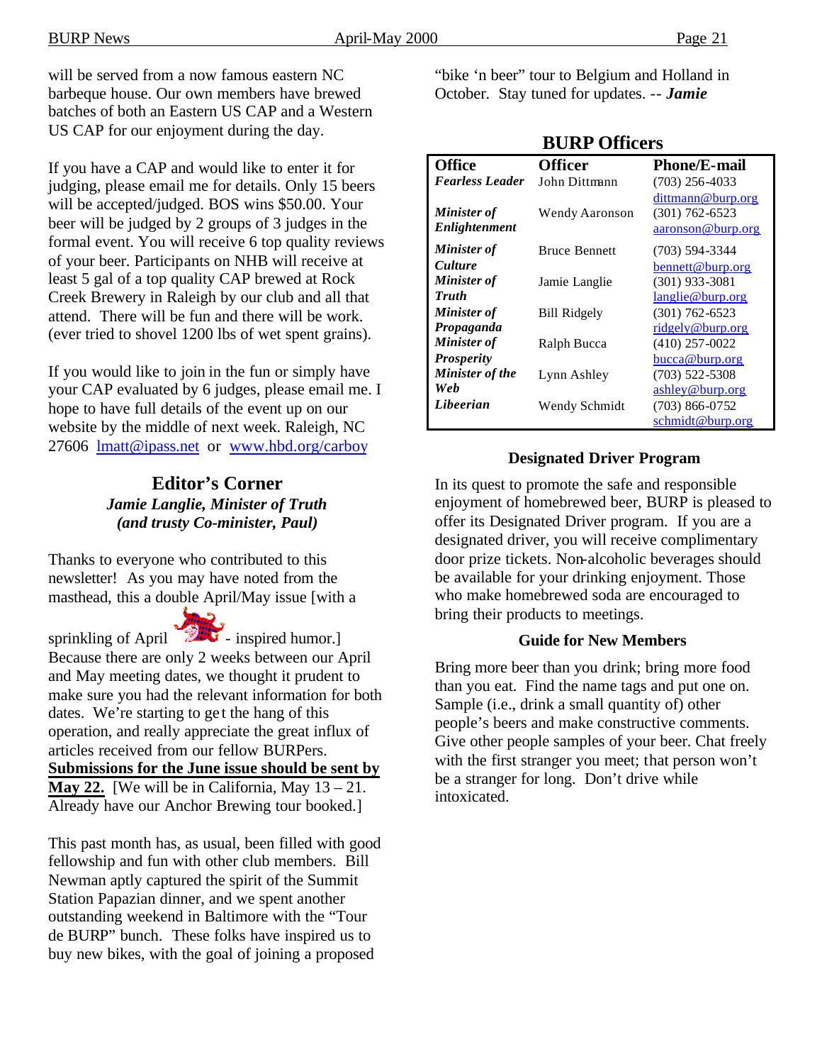will be served from a now famous eastern NC barbeque house. Our own members have brewed batches of both an Eastern US CAP and a Western US CAP for our enjoyment during the day.

If you have a CAP and would like to enter it for judging, please email me for details. Only 15 beers will be accepted/judged. BOS wins $50.00. Your beer will be judged by 2 groups of 3 judges in the formal event. You will receive 6 top quality reviews of your beer. Participants on NHB will receive at least 5 gal of a top quality CAP brewed at Rock Creek Brewery in Raleigh by our club and all that attend. There will be fun and there will be work. (ever tried to shovel 1200 lbs of wet spent grains).

If you would like to join in the fun or simply have your CAP evaluated by 6 judges, please email me. I hope to have full details of the event up on our website by the middle of next week. Raleigh, NC 27606 lmatt@ipass.net or www.hbd.org/carboy

## Editor's Corner

***Jamie Langlie, Minister of Truth***
***(and trusty Co-minister, Paul)***

Thanks to everyone who contributed to this newsletter! As you may have noted from the masthead, this a double April/May issue [with a sprinkling of April - inspired humor.] Because there are only 2 weeks between our April and May meeting dates, we thought it prudent to make sure you had the relevant information for both dates. We're starting to get the hang of this operation, and really appreciate the great influx of articles received from our fellow BURPers. **Submissions for the June issue should be sent by May 22.** [We will be in California, May 13 – 21. Already have our Anchor Brewing tour booked.]

This past month has, as usual, been filled with good fellowship and fun with other club members. Bill Newman aptly captured the spirit of the Summit Station Papazian dinner, and we spent another outstanding weekend in Baltimore with the "Tour de BURP" bunch. These folks have inspired us to buy new bikes, with the goal of joining a proposed "bike 'n beer" tour to Belgium and Holland in October. Stay tuned for updates. -- ***Jamie***

## BURP Officers

| Office | Officer | Phone/E-mail |
|---|---|---|
| ***Fearless Leader*** | John Dittmann | (703) 256-4033 dittmann@burp.org |
| ***Minister of Enlightenment*** | Wendy Aaronson | (301) 762-6523 aaronson@burp.org |
| ***Minister of Culture*** | Bruce Bennett | (703) 594-3344 bennett@burp.org |
| ***Minister of Truth*** | Jamie Langlie | (301) 933-3081 langlie@burp.org |
| ***Minister of Propaganda*** | Bill Ridgely | (301) 762-6523 ridgely@burp.org |
| ***Minister of Prosperity*** | Ralph Bucca | (410) 257-0022 bucca@burp.org |
| ***Minister of the Web*** | Lynn Ashley | (703) 522-5308 ashley@burp.org |
| ***Libeerian*** | Wendy Schmidt | (703) 866-0752 schmidt@burp.org |

### Designated Driver Program

In its quest to promote the safe and responsible enjoyment of homebrewed beer, BURP is pleased to offer its Designated Driver program. If you are a designated driver, you will receive complimentary door prize tickets. Non-alcoholic beverages should be available for your drinking enjoyment. Those who make homebrewed soda are encouraged to bring their products to meetings.

### Guide for New Members

Bring more beer than you drink; bring more food than you eat. Find the name tags and put one on. Sample (i.e., drink a small quantity of) other people's beers and make constructive comments. Give other people samples of your beer. Chat freely with the first stranger you meet; that person won't be a stranger for long. Don't drive while intoxicated.